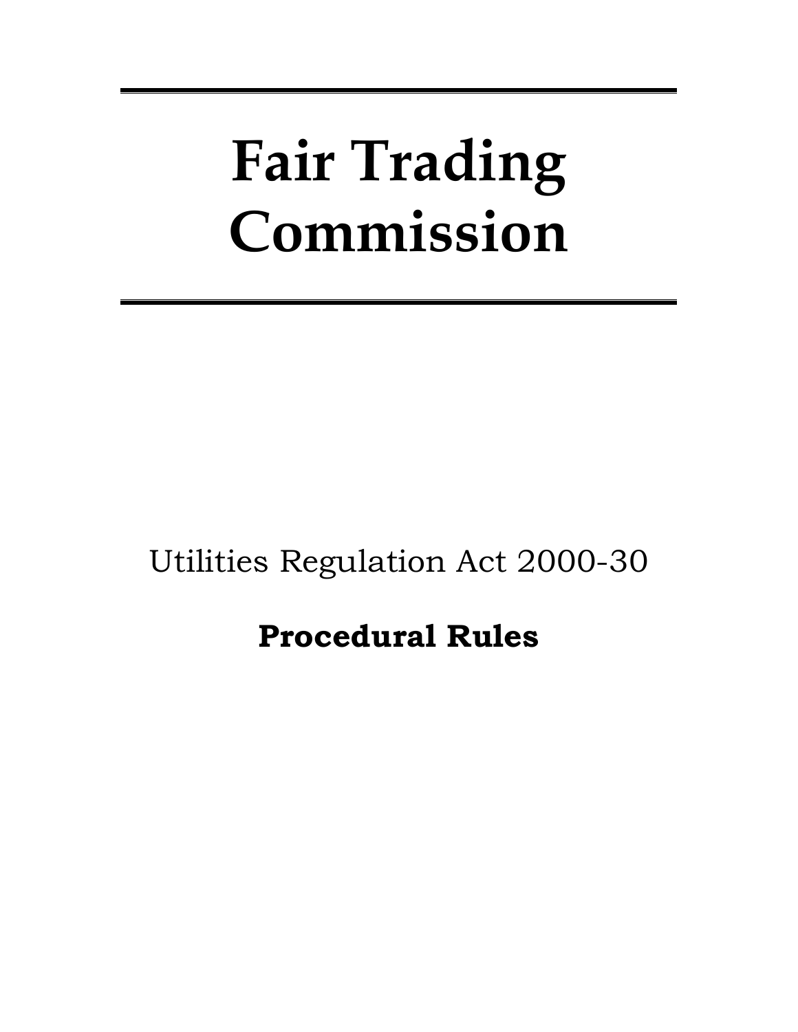# Fair Trading Commission

Utilities Regulation Act 2000-30

**Procedural Rules**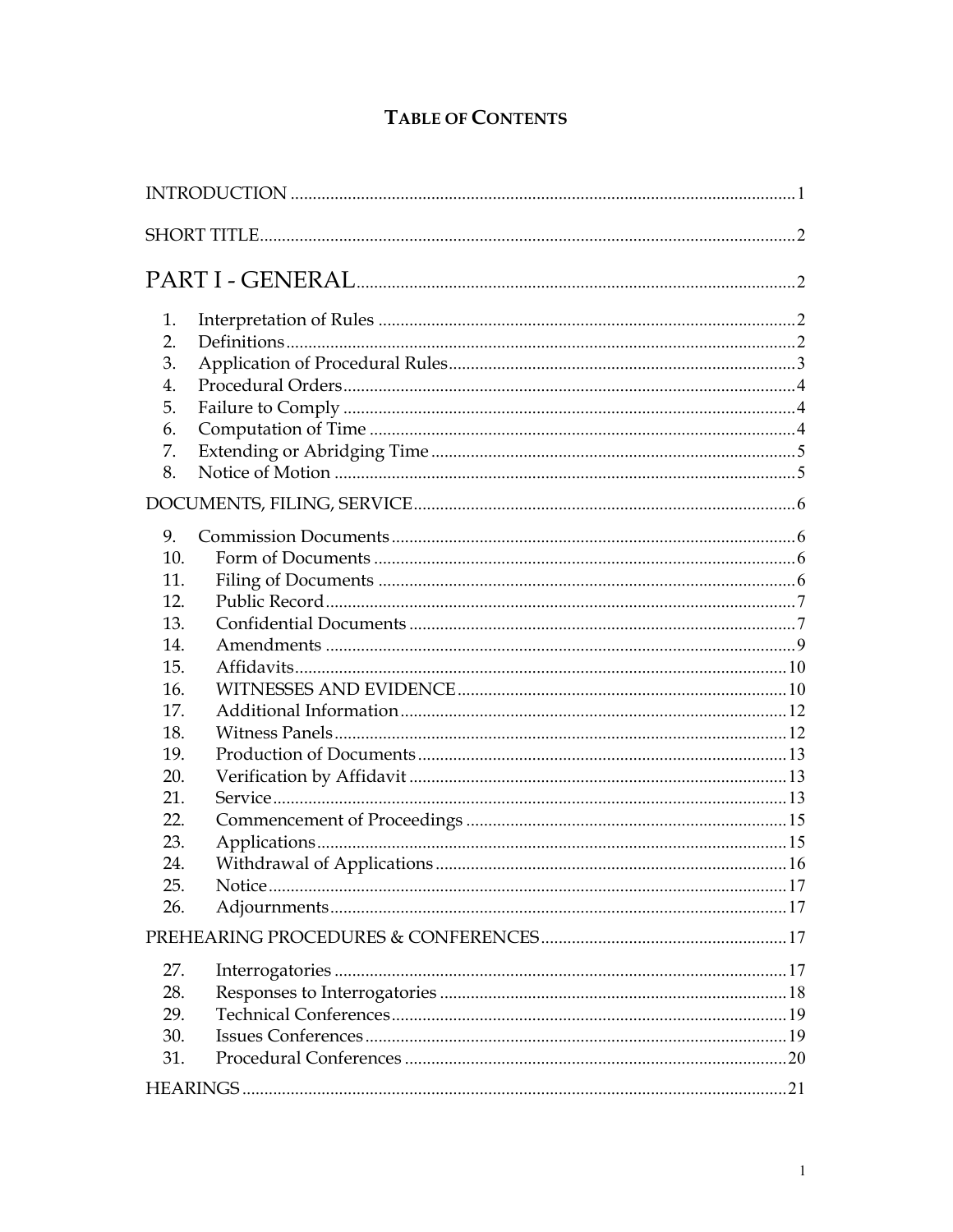# TABLE OF CONTENTS

INTRODUCTION ..... 1

SHORT TITLE ..... 2

## PART I - GENERAL ..... 2

1. Interpretation of Rules ..... 2
2. Definitions ..... 2
3. Application of Procedural Rules ..... 3
4. Procedural Orders ..... 4
5. Failure to Comply ..... 4
6. Computation of Time ..... 4
7. Extending or Abridging Time ..... 5
8. Notice of Motion ..... 5

DOCUMENTS, FILING, SERVICE ..... 6

9. Commission Documents ..... 6
10. Form of Documents ..... 6
11. Filing of Documents ..... 6
12. Public Record ..... 7
13. Confidential Documents ..... 7
14. Amendments ..... 9
15. Affidavits ..... 10
16. WITNESSES AND EVIDENCE ..... 10
17. Additional Information ..... 12
18. Witness Panels ..... 12
19. Production of Documents ..... 13
20. Verification by Affidavit ..... 13
21. Service ..... 13
22. Commencement of Proceedings ..... 15
23. Applications ..... 15
24. Withdrawal of Applications ..... 16
25. Notice ..... 17
26. Adjournments ..... 17

PREHEARING PROCEDURES & CONFERENCES ..... 17

27. Interrogatories ..... 17
28. Responses to Interrogatories ..... 18
29. Technical Conferences ..... 19
30. Issues Conferences ..... 19
31. Procedural Conferences ..... 20

HEARINGS ..... 21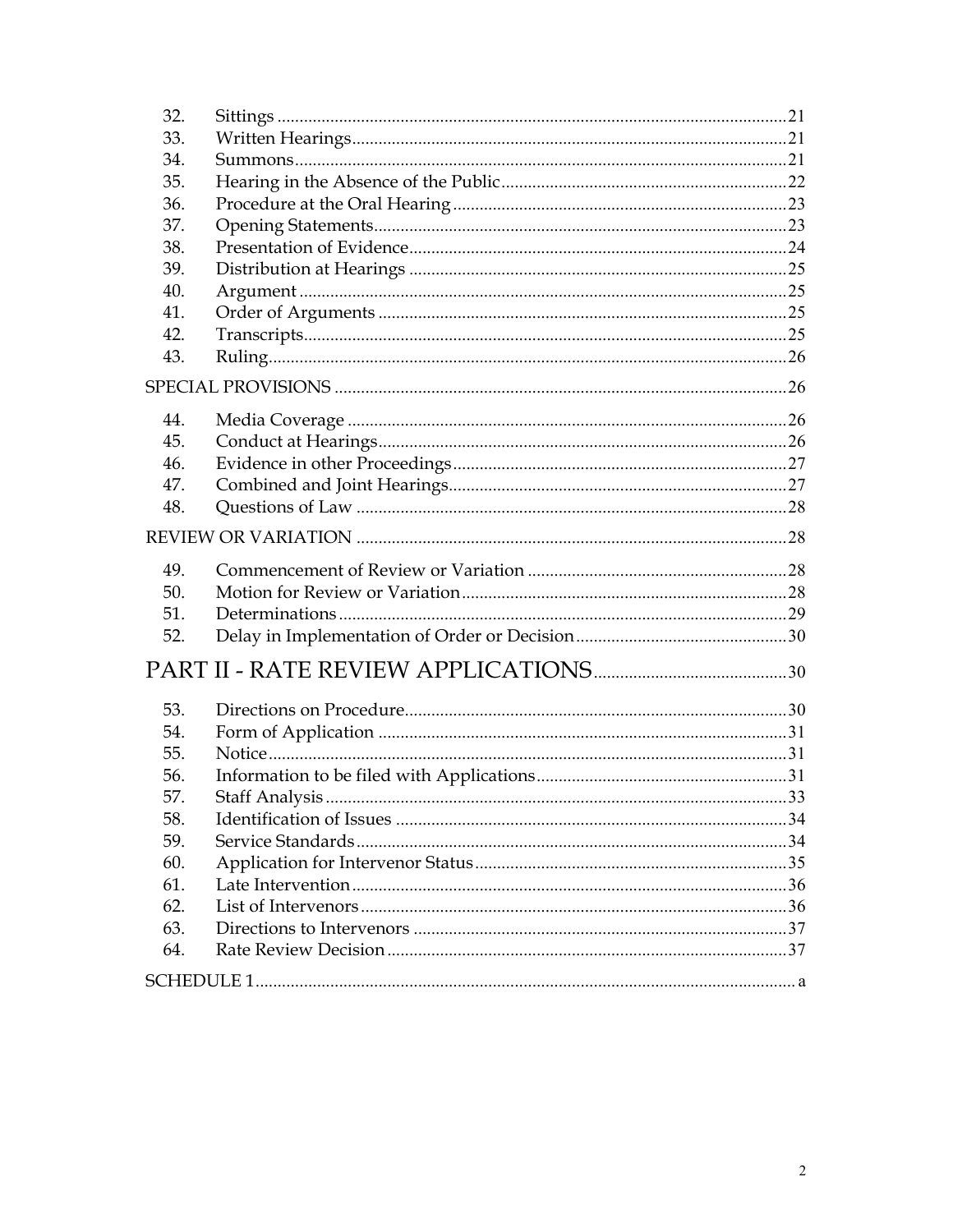| | | |
|---|---|---|
| 32. | Sittings | 21 |
| 33. | Written Hearings | 21 |
| 34. | Summons | 21 |
| 35. | Hearing in the Absence of the Public | 22 |
| 36. | Procedure at the Oral Hearing | 23 |
| 37. | Opening Statements | 23 |
| 38. | Presentation of Evidence | 24 |
| 39. | Distribution at Hearings | 25 |
| 40. | Argument | 25 |
| 41. | Order of Arguments | 25 |
| 42. | Transcripts | 25 |
| 43. | Ruling | 26 |

SPECIAL PROVISIONS ..... 26

| | | |
|---|---|---|
| 44. | Media Coverage | 26 |
| 45. | Conduct at Hearings | 26 |
| 46. | Evidence in other Proceedings | 27 |
| 47. | Combined and Joint Hearings | 27 |
| 48. | Questions of Law | 28 |

REVIEW OR VARIATION ..... 28

| | | |
|---|---|---|
| 49. | Commencement of Review or Variation | 28 |
| 50. | Motion for Review or Variation | 28 |
| 51. | Determinations | 29 |
| 52. | Delay in Implementation of Order or Decision | 30 |

# PART II - RATE REVIEW APPLICATIONS ..... 30

| | | |
|---|---|---|
| 53. | Directions on Procedure | 30 |
| 54. | Form of Application | 31 |
| 55. | Notice | 31 |
| 56. | Information to be filed with Applications | 31 |
| 57. | Staff Analysis | 33 |
| 58. | Identification of Issues | 34 |
| 59. | Service Standards | 34 |
| 60. | Application for Intervenor Status | 35 |
| 61. | Late Intervention | 36 |
| 62. | List of Intervenors | 36 |
| 63. | Directions to Intervenors | 37 |
| 64. | Rate Review Decision | 37 |

SCHEDULE 1 ..... a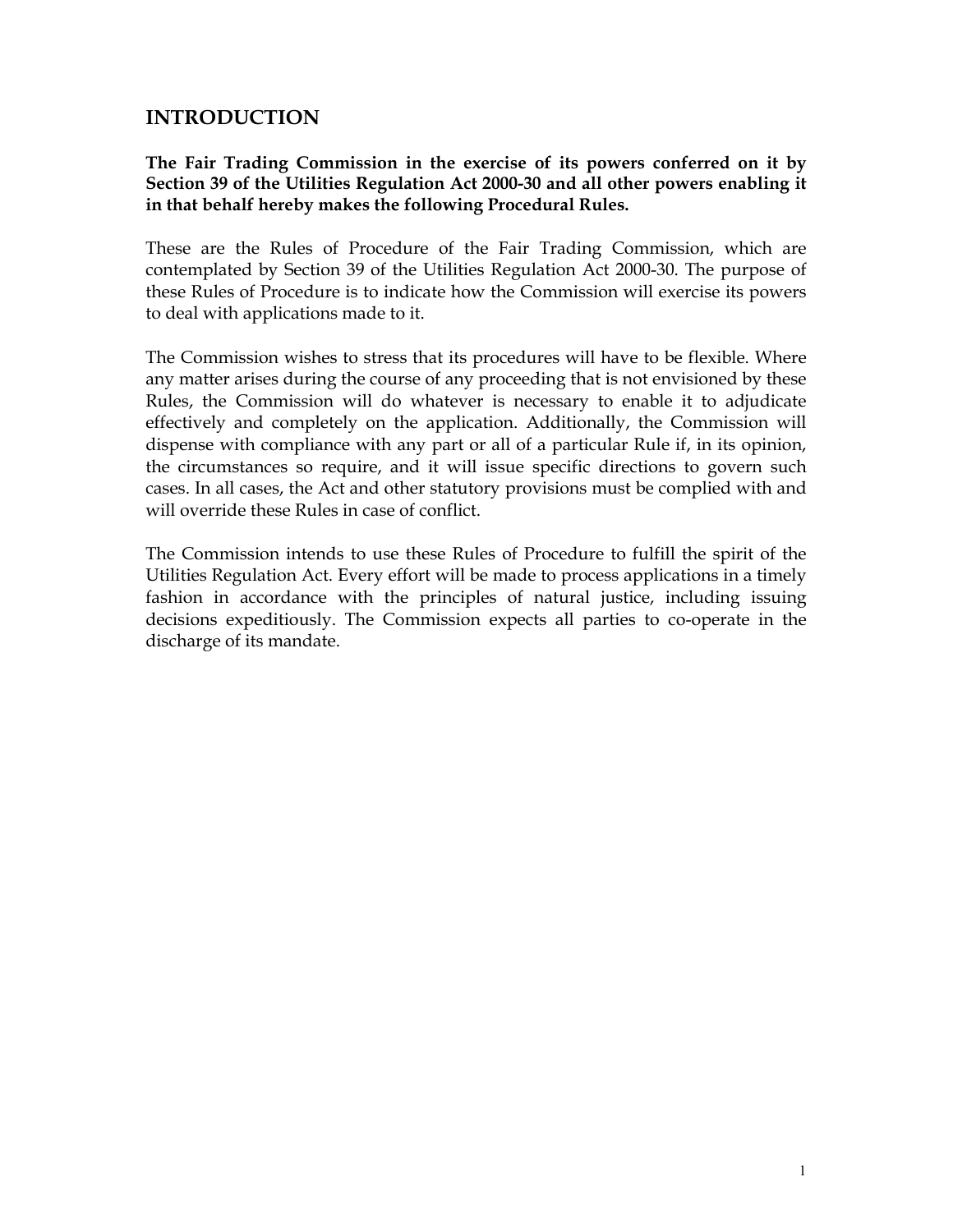## INTRODUCTION

**The Fair Trading Commission in the exercise of its powers conferred on it by Section 39 of the Utilities Regulation Act 2000-30 and all other powers enabling it in that behalf hereby makes the following Procedural Rules.**

These are the Rules of Procedure of the Fair Trading Commission, which are contemplated by Section 39 of the Utilities Regulation Act 2000-30. The purpose of these Rules of Procedure is to indicate how the Commission will exercise its powers to deal with applications made to it.

The Commission wishes to stress that its procedures will have to be flexible. Where any matter arises during the course of any proceeding that is not envisioned by these Rules, the Commission will do whatever is necessary to enable it to adjudicate effectively and completely on the application. Additionally, the Commission will dispense with compliance with any part or all of a particular Rule if, in its opinion, the circumstances so require, and it will issue specific directions to govern such cases. In all cases, the Act and other statutory provisions must be complied with and will override these Rules in case of conflict.

The Commission intends to use these Rules of Procedure to fulfill the spirit of the Utilities Regulation Act. Every effort will be made to process applications in a timely fashion in accordance with the principles of natural justice, including issuing decisions expeditiously. The Commission expects all parties to co-operate in the discharge of its mandate.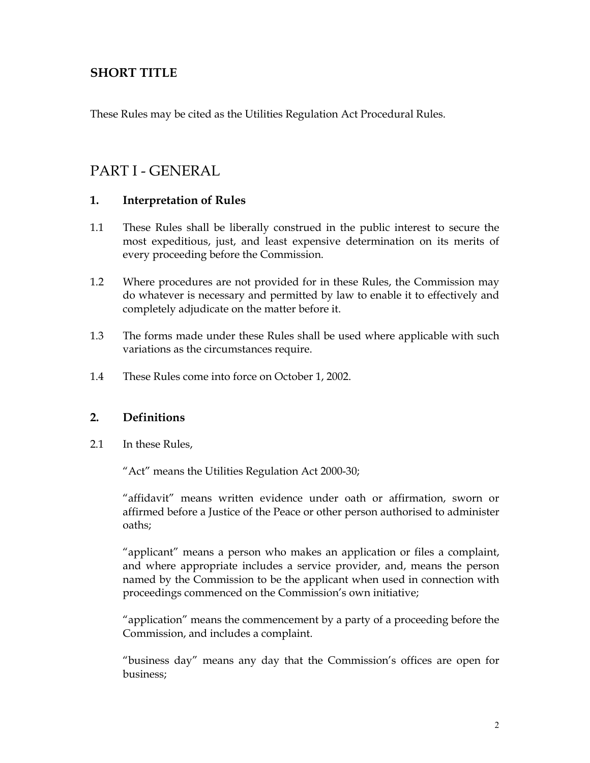## SHORT TITLE

These Rules may be cited as the Utilities Regulation Act Procedural Rules.

# PART I - GENERAL

### 1. Interpretation of Rules

1.1 These Rules shall be liberally construed in the public interest to secure the most expeditious, just, and least expensive determination on its merits of every proceeding before the Commission.

1.2 Where procedures are not provided for in these Rules, the Commission may do whatever is necessary and permitted by law to enable it to effectively and completely adjudicate on the matter before it.

1.3 The forms made under these Rules shall be used where applicable with such variations as the circumstances require.

1.4 These Rules come into force on October 1, 2002.

### 2. Definitions

2.1 In these Rules,

"Act" means the Utilities Regulation Act 2000-30;

"affidavit" means written evidence under oath or affirmation, sworn or affirmed before a Justice of the Peace or other person authorised to administer oaths;

"applicant" means a person who makes an application or files a complaint, and where appropriate includes a service provider, and, means the person named by the Commission to be the applicant when used in connection with proceedings commenced on the Commission's own initiative;

"application" means the commencement by a party of a proceeding before the Commission, and includes a complaint.

"business day" means any day that the Commission's offices are open for business;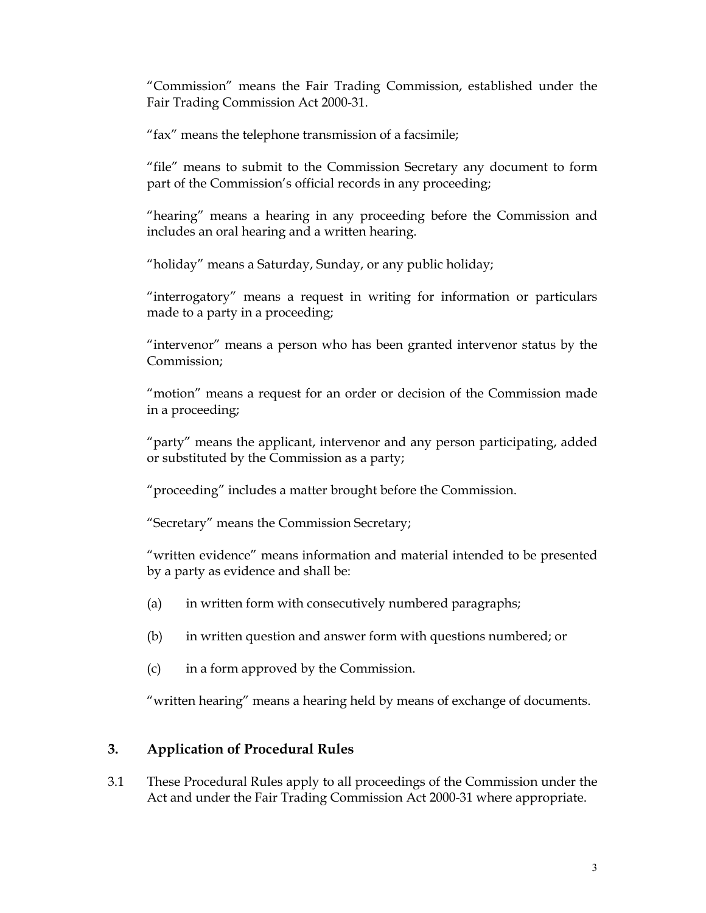"Commission" means the Fair Trading Commission, established under the Fair Trading Commission Act 2000-31.

"fax" means the telephone transmission of a facsimile;

"file" means to submit to the Commission Secretary any document to form part of the Commission's official records in any proceeding;

"hearing" means a hearing in any proceeding before the Commission and includes an oral hearing and a written hearing.

"holiday" means a Saturday, Sunday, or any public holiday;

"interrogatory" means a request in writing for information or particulars made to a party in a proceeding;

"intervenor" means a person who has been granted intervenor status by the Commission;

"motion" means a request for an order or decision of the Commission made in a proceeding;

"party" means the applicant, intervenor and any person participating, added or substituted by the Commission as a party;

"proceeding" includes a matter brought before the Commission.

"Secretary" means the Commission Secretary;

"written evidence" means information and material intended to be presented by a party as evidence and shall be:

(a) in written form with consecutively numbered paragraphs;

(b) in written question and answer form with questions numbered; or

(c) in a form approved by the Commission.

"written hearing" means a hearing held by means of exchange of documents.

## 3. Application of Procedural Rules

3.1 These Procedural Rules apply to all proceedings of the Commission under the Act and under the Fair Trading Commission Act 2000-31 where appropriate.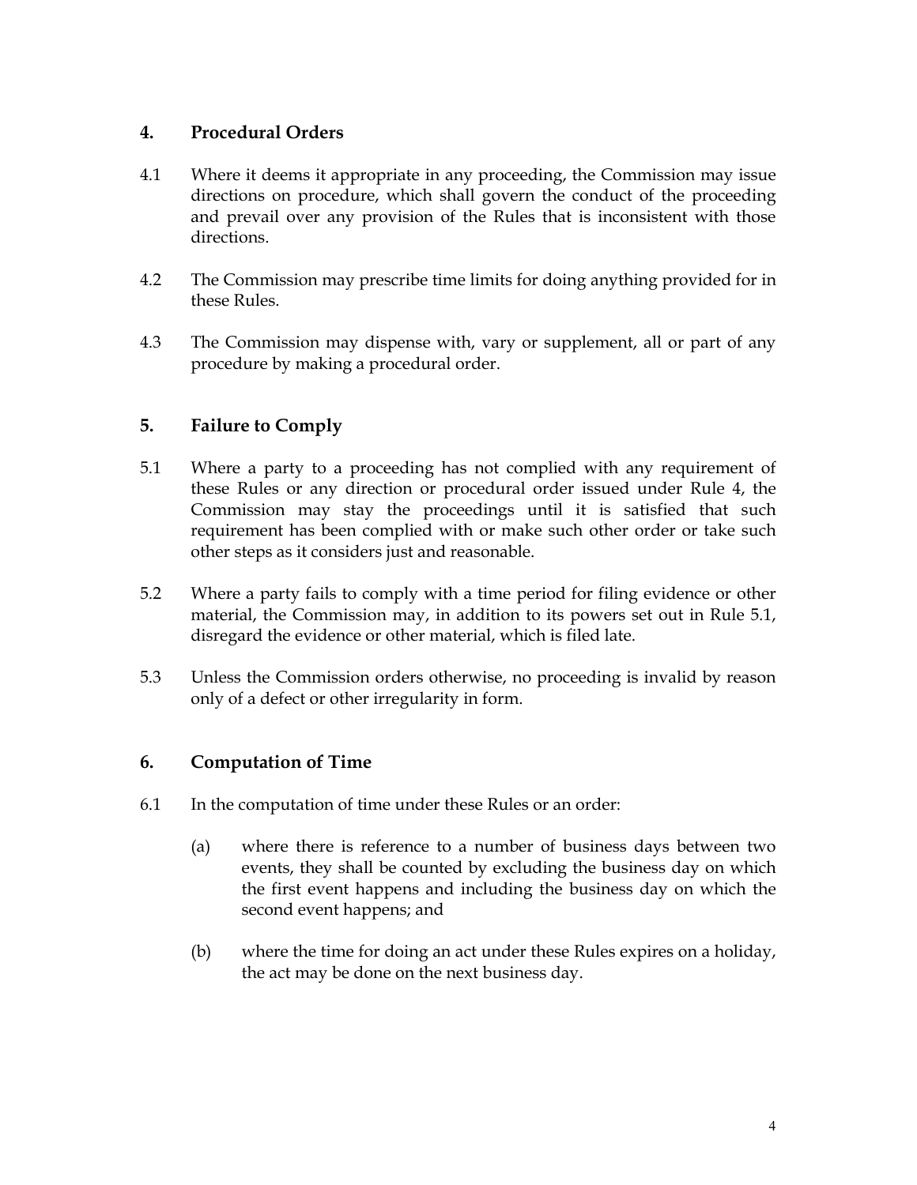## 4. Procedural Orders

4.1 Where it deems it appropriate in any proceeding, the Commission may issue directions on procedure, which shall govern the conduct of the proceeding and prevail over any provision of the Rules that is inconsistent with those directions.

4.2 The Commission may prescribe time limits for doing anything provided for in these Rules.

4.3 The Commission may dispense with, vary or supplement, all or part of any procedure by making a procedural order.

## 5. Failure to Comply

5.1 Where a party to a proceeding has not complied with any requirement of these Rules or any direction or procedural order issued under Rule 4, the Commission may stay the proceedings until it is satisfied that such requirement has been complied with or make such other order or take such other steps as it considers just and reasonable.

5.2 Where a party fails to comply with a time period for filing evidence or other material, the Commission may, in addition to its powers set out in Rule 5.1, disregard the evidence or other material, which is filed late.

5.3 Unless the Commission orders otherwise, no proceeding is invalid by reason only of a defect or other irregularity in form.

## 6. Computation of Time

6.1 In the computation of time under these Rules or an order:

(a) where there is reference to a number of business days between two events, they shall be counted by excluding the business day on which the first event happens and including the business day on which the second event happens; and

(b) where the time for doing an act under these Rules expires on a holiday, the act may be done on the next business day.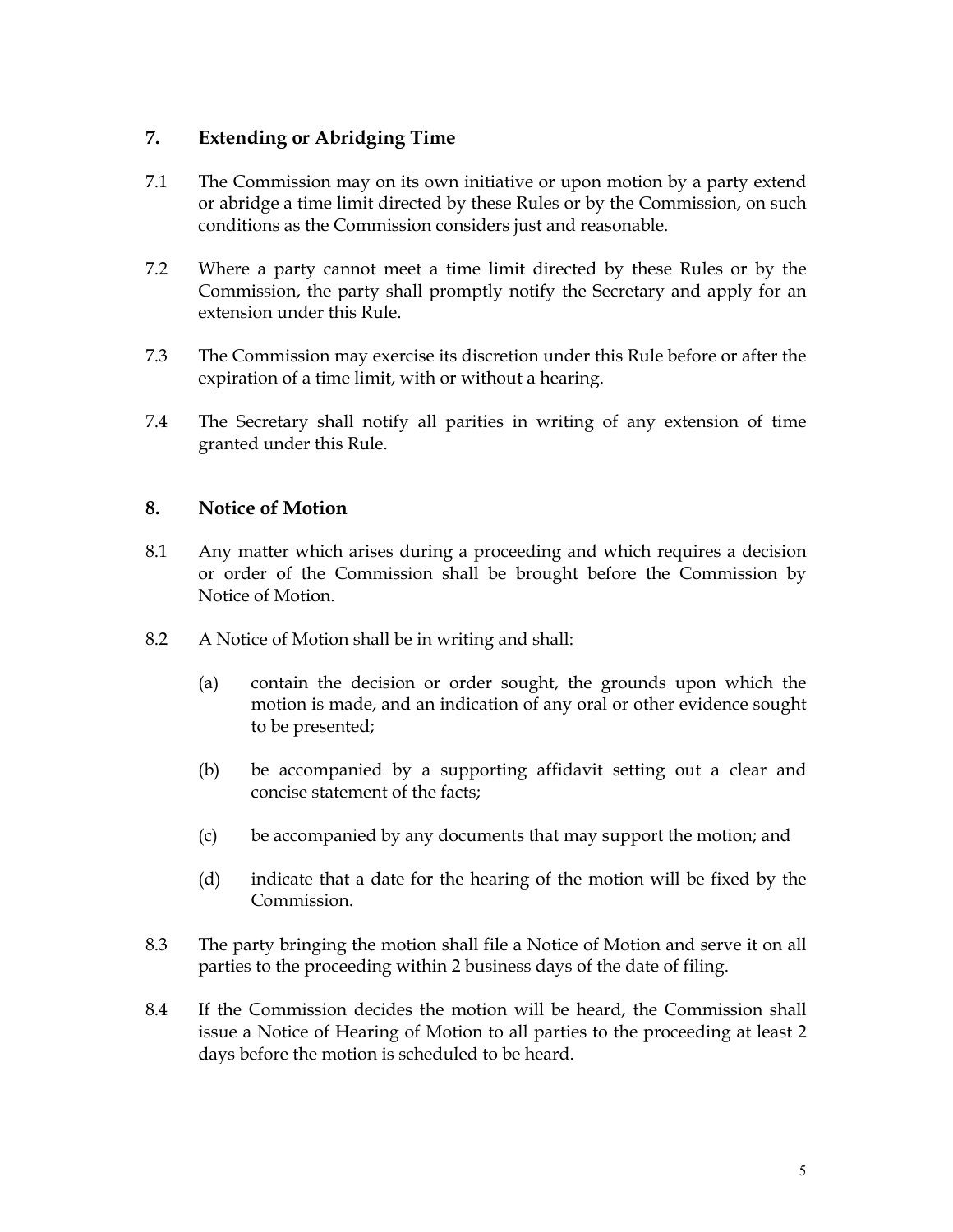## 7. Extending or Abridging Time

7.1 The Commission may on its own initiative or upon motion by a party extend or abridge a time limit directed by these Rules or by the Commission, on such conditions as the Commission considers just and reasonable.

7.2 Where a party cannot meet a time limit directed by these Rules or by the Commission, the party shall promptly notify the Secretary and apply for an extension under this Rule.

7.3 The Commission may exercise its discretion under this Rule before or after the expiration of a time limit, with or without a hearing.

7.4 The Secretary shall notify all parities in writing of any extension of time granted under this Rule.

## 8. Notice of Motion

8.1 Any matter which arises during a proceeding and which requires a decision or order of the Commission shall be brought before the Commission by Notice of Motion.

8.2 A Notice of Motion shall be in writing and shall:

(a) contain the decision or order sought, the grounds upon which the motion is made, and an indication of any oral or other evidence sought to be presented;

(b) be accompanied by a supporting affidavit setting out a clear and concise statement of the facts;

(c) be accompanied by any documents that may support the motion; and

(d) indicate that a date for the hearing of the motion will be fixed by the Commission.

8.3 The party bringing the motion shall file a Notice of Motion and serve it on all parties to the proceeding within 2 business days of the date of filing.

8.4 If the Commission decides the motion will be heard, the Commission shall issue a Notice of Hearing of Motion to all parties to the proceeding at least 2 days before the motion is scheduled to be heard.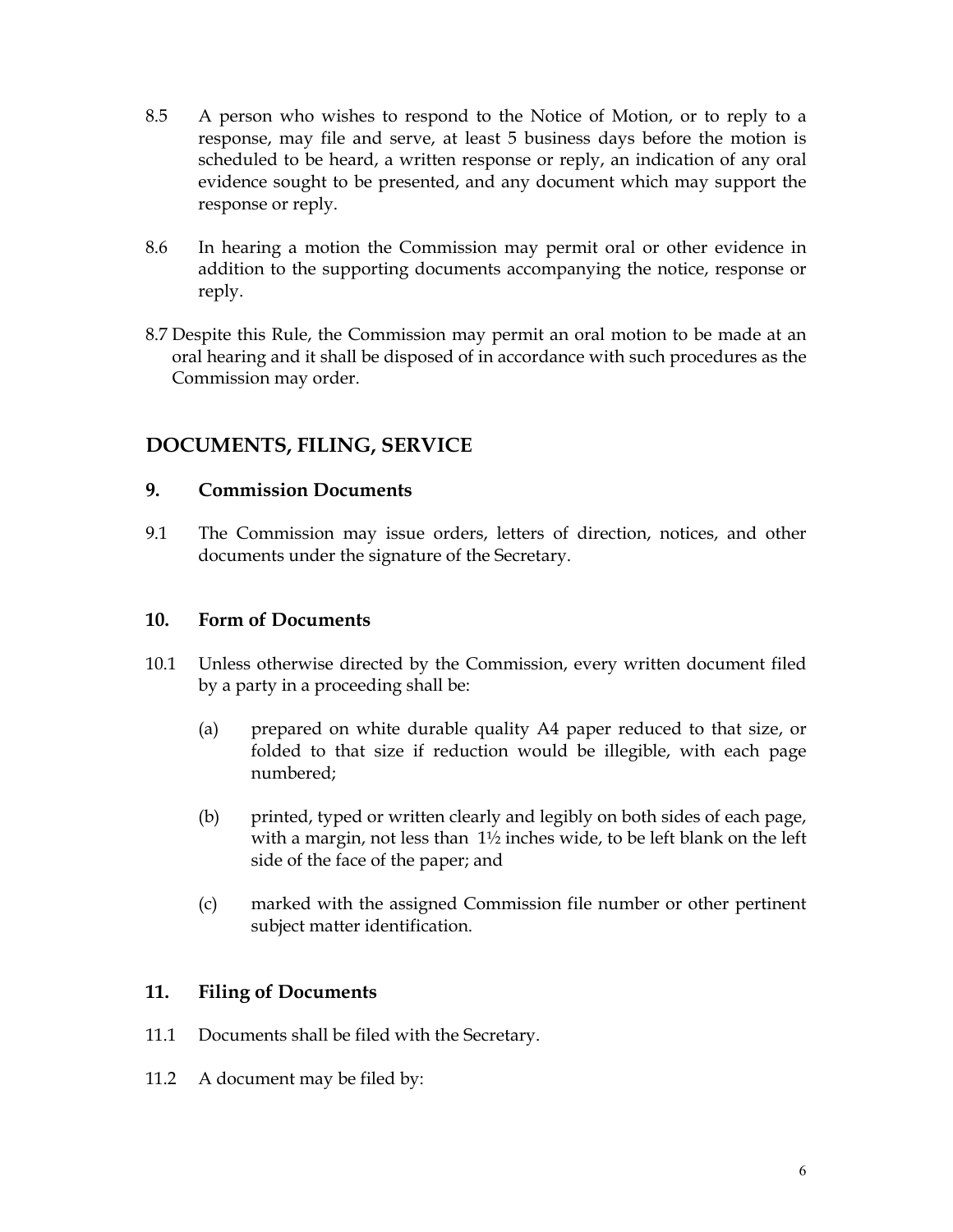8.5 A person who wishes to respond to the Notice of Motion, or to reply to a response, may file and serve, at least 5 business days before the motion is scheduled to be heard, a written response or reply, an indication of any oral evidence sought to be presented, and any document which may support the response or reply.

8.6 In hearing a motion the Commission may permit oral or other evidence in addition to the supporting documents accompanying the notice, response or reply.

8.7 Despite this Rule, the Commission may permit an oral motion to be made at an oral hearing and it shall be disposed of in accordance with such procedures as the Commission may order.

## DOCUMENTS, FILING, SERVICE

### 9. Commission Documents

9.1 The Commission may issue orders, letters of direction, notices, and other documents under the signature of the Secretary.

### 10. Form of Documents

10.1 Unless otherwise directed by the Commission, every written document filed by a party in a proceeding shall be:

(a) prepared on white durable quality A4 paper reduced to that size, or folded to that size if reduction would be illegible, with each page numbered;

(b) printed, typed or written clearly and legibly on both sides of each page, with a margin, not less than 1½ inches wide, to be left blank on the left side of the face of the paper; and

(c) marked with the assigned Commission file number or other pertinent subject matter identification.

### 11. Filing of Documents

11.1 Documents shall be filed with the Secretary.

11.2 A document may be filed by: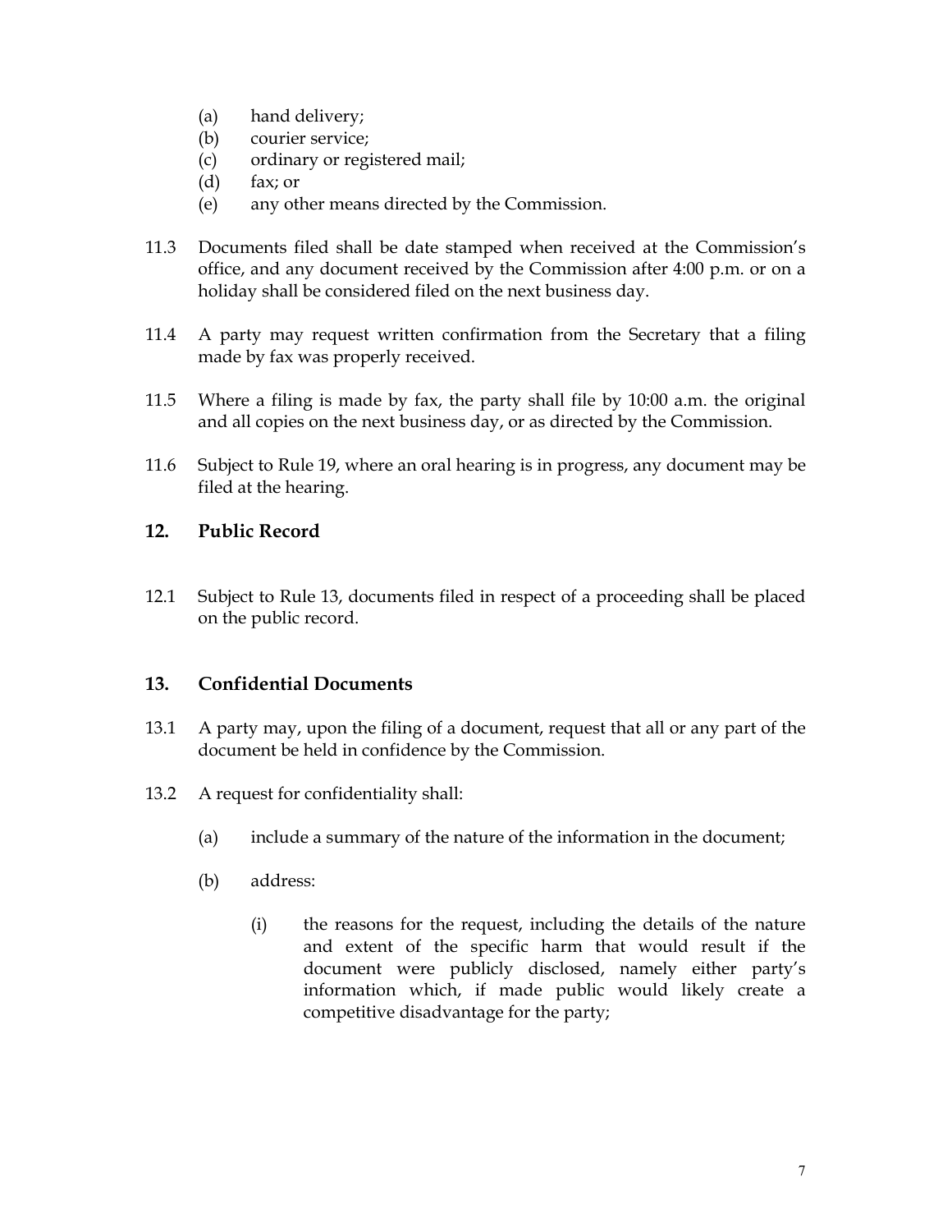(a) hand delivery;
(b) courier service;
(c) ordinary or registered mail;
(d) fax; or
(e) any other means directed by the Commission.

11.3 Documents filed shall be date stamped when received at the Commission's office, and any document received by the Commission after 4:00 p.m. or on a holiday shall be considered filed on the next business day.

11.4 A party may request written confirmation from the Secretary that a filing made by fax was properly received.

11.5 Where a filing is made by fax, the party shall file by 10:00 a.m. the original and all copies on the next business day, or as directed by the Commission.

11.6 Subject to Rule 19, where an oral hearing is in progress, any document may be filed at the hearing.

## 12. Public Record

12.1 Subject to Rule 13, documents filed in respect of a proceeding shall be placed on the public record.

## 13. Confidential Documents

13.1 A party may, upon the filing of a document, request that all or any part of the document be held in confidence by the Commission.

13.2 A request for confidentiality shall:

(a) include a summary of the nature of the information in the document;

(b) address:

(i) the reasons for the request, including the details of the nature and extent of the specific harm that would result if the document were publicly disclosed, namely either party's information which, if made public would likely create a competitive disadvantage for the party;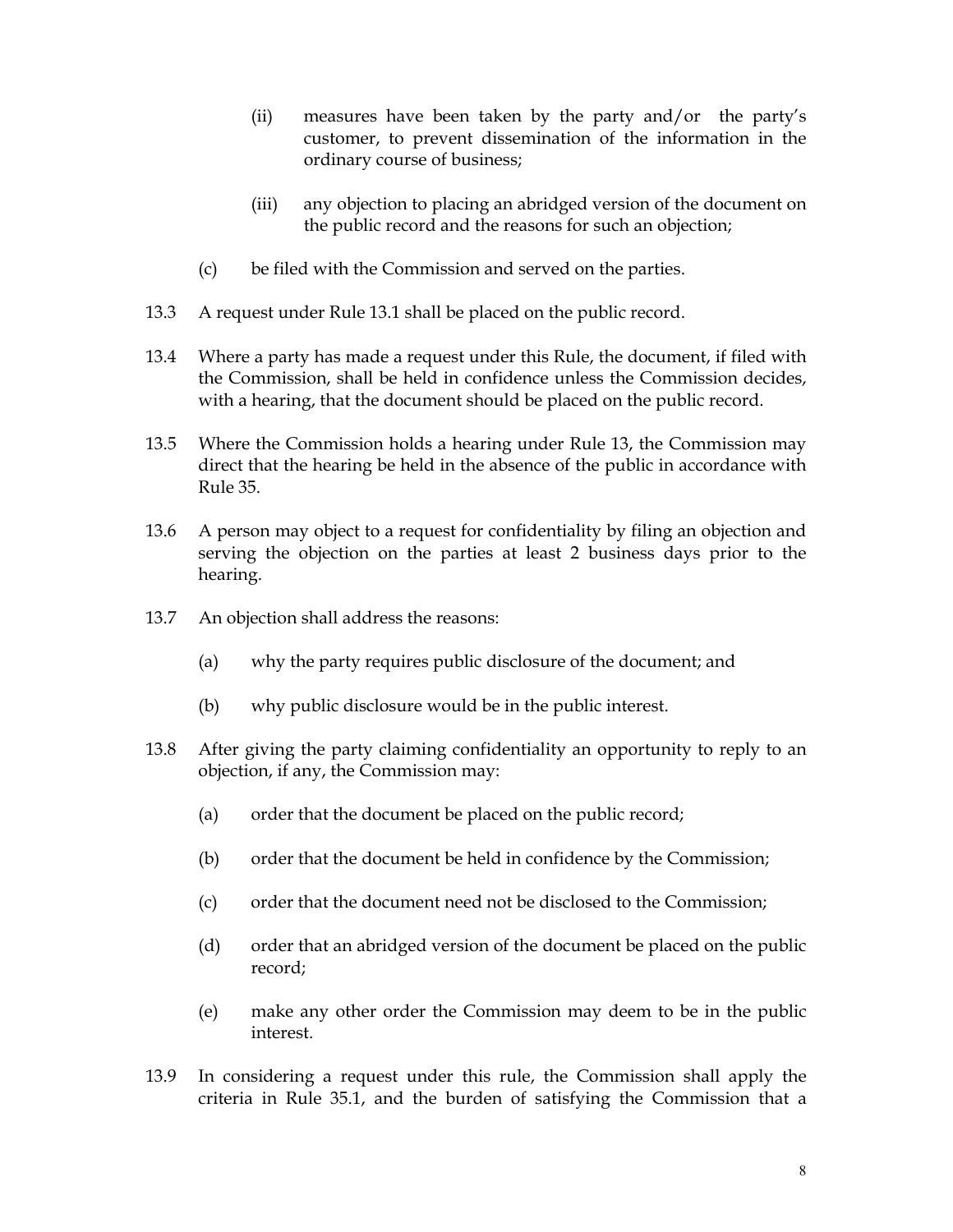(ii) measures have been taken by the party and/or the party's customer, to prevent dissemination of the information in the ordinary course of business;

(iii) any objection to placing an abridged version of the document on the public record and the reasons for such an objection;

(c) be filed with the Commission and served on the parties.

13.3 A request under Rule 13.1 shall be placed on the public record.

13.4 Where a party has made a request under this Rule, the document, if filed with the Commission, shall be held in confidence unless the Commission decides, with a hearing, that the document should be placed on the public record.

13.5 Where the Commission holds a hearing under Rule 13, the Commission may direct that the hearing be held in the absence of the public in accordance with Rule 35.

13.6 A person may object to a request for confidentiality by filing an objection and serving the objection on the parties at least 2 business days prior to the hearing.

13.7 An objection shall address the reasons:

(a) why the party requires public disclosure of the document; and

(b) why public disclosure would be in the public interest.

13.8 After giving the party claiming confidentiality an opportunity to reply to an objection, if any, the Commission may:

(a) order that the document be placed on the public record;

(b) order that the document be held in confidence by the Commission;

(c) order that the document need not be disclosed to the Commission;

(d) order that an abridged version of the document be placed on the public record;

(e) make any other order the Commission may deem to be in the public interest.

13.9 In considering a request under this rule, the Commission shall apply the criteria in Rule 35.1, and the burden of satisfying the Commission that a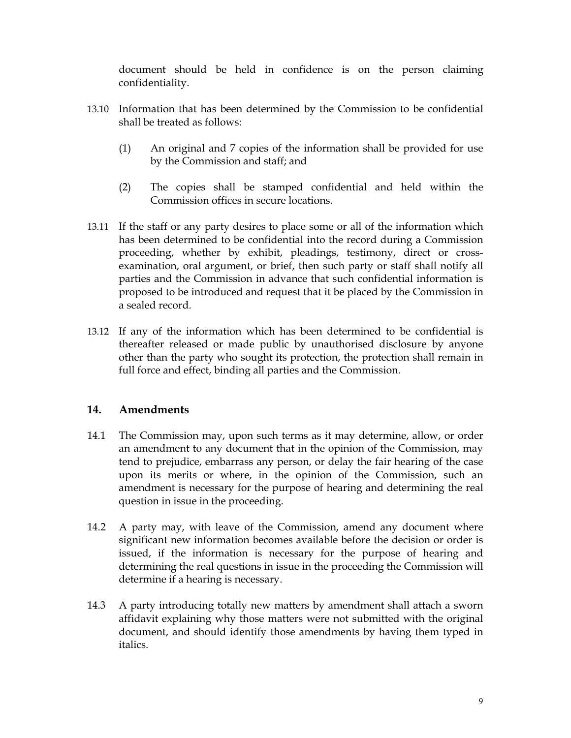document should be held in confidence is on the person claiming confidentiality.

13.10 Information that has been determined by the Commission to be confidential shall be treated as follows:

(1) An original and 7 copies of the information shall be provided for use by the Commission and staff; and

(2) The copies shall be stamped confidential and held within the Commission offices in secure locations.

13.11 If the staff or any party desires to place some or all of the information which has been determined to be confidential into the record during a Commission proceeding, whether by exhibit, pleadings, testimony, direct or cross-examination, oral argument, or brief, then such party or staff shall notify all parties and the Commission in advance that such confidential information is proposed to be introduced and request that it be placed by the Commission in a sealed record.

13.12 If any of the information which has been determined to be confidential is thereafter released or made public by unauthorised disclosure by anyone other than the party who sought its protection, the protection shall remain in full force and effect, binding all parties and the Commission.

## 14. Amendments

14.1 The Commission may, upon such terms as it may determine, allow, or order an amendment to any document that in the opinion of the Commission, may tend to prejudice, embarrass any person, or delay the fair hearing of the case upon its merits or where, in the opinion of the Commission, such an amendment is necessary for the purpose of hearing and determining the real question in issue in the proceeding.

14.2 A party may, with leave of the Commission, amend any document where significant new information becomes available before the decision or order is issued, if the information is necessary for the purpose of hearing and determining the real questions in issue in the proceeding the Commission will determine if a hearing is necessary.

14.3 A party introducing totally new matters by amendment shall attach a sworn affidavit explaining why those matters were not submitted with the original document, and should identify those amendments by having them typed in italics.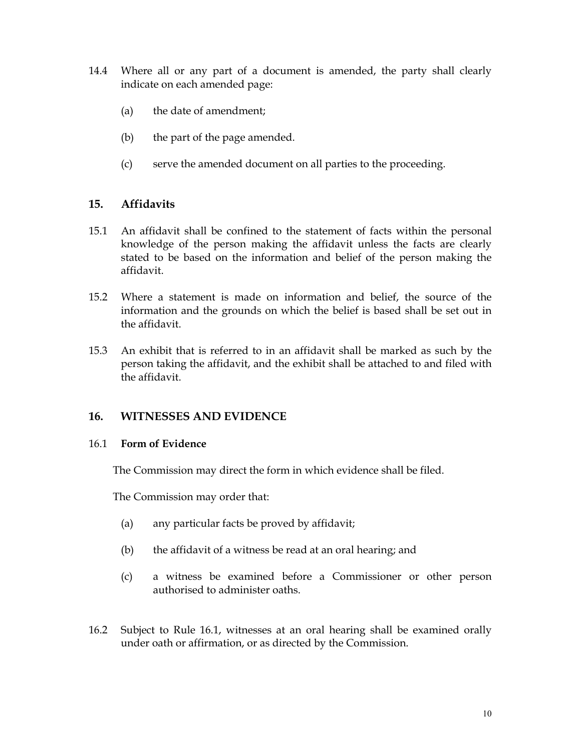14.4 Where all or any part of a document is amended, the party shall clearly indicate on each amended page:

(a) the date of amendment;

(b) the part of the page amended.

(c) serve the amended document on all parties to the proceeding.

## 15. Affidavits

15.1 An affidavit shall be confined to the statement of facts within the personal knowledge of the person making the affidavit unless the facts are clearly stated to be based on the information and belief of the person making the affidavit.

15.2 Where a statement is made on information and belief, the source of the information and the grounds on which the belief is based shall be set out in the affidavit.

15.3 An exhibit that is referred to in an affidavit shall be marked as such by the person taking the affidavit, and the exhibit shall be attached to and filed with the affidavit.

## 16. WITNESSES AND EVIDENCE

16.1 **Form of Evidence**

The Commission may direct the form in which evidence shall be filed.

The Commission may order that:

(a) any particular facts be proved by affidavit;

(b) the affidavit of a witness be read at an oral hearing; and

(c) a witness be examined before a Commissioner or other person authorised to administer oaths.

16.2 Subject to Rule 16.1, witnesses at an oral hearing shall be examined orally under oath or affirmation, or as directed by the Commission.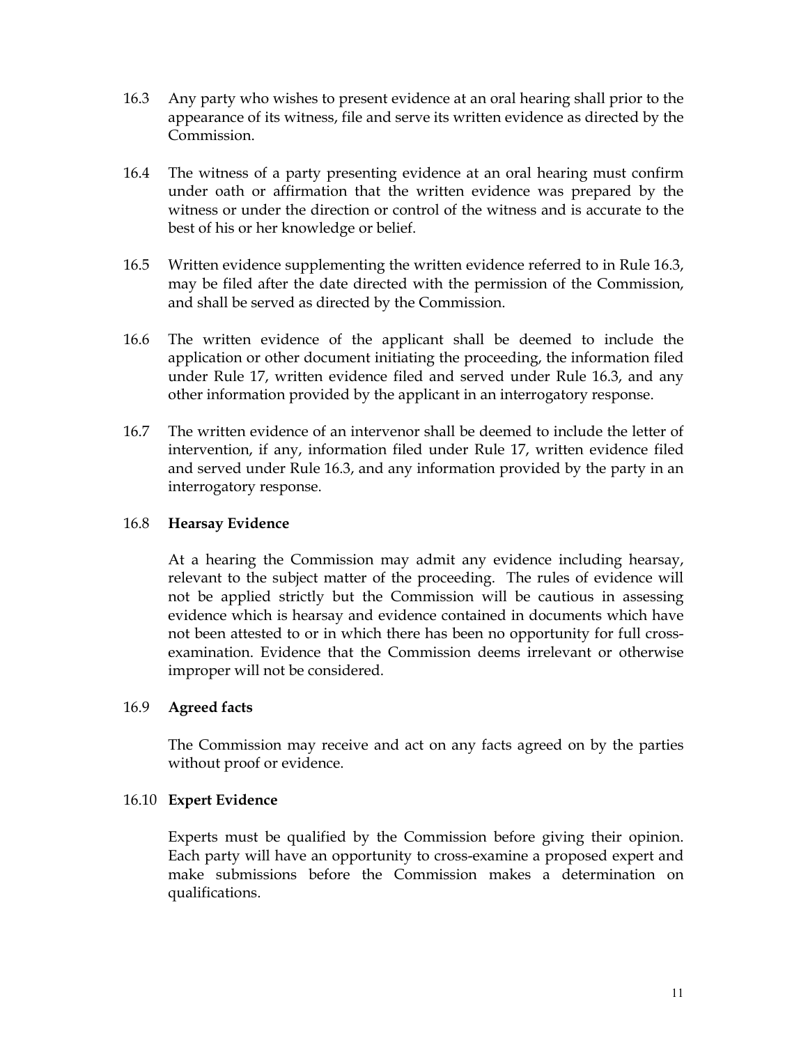16.3 Any party who wishes to present evidence at an oral hearing shall prior to the appearance of its witness, file and serve its written evidence as directed by the Commission.

16.4 The witness of a party presenting evidence at an oral hearing must confirm under oath or affirmation that the written evidence was prepared by the witness or under the direction or control of the witness and is accurate to the best of his or her knowledge or belief.

16.5 Written evidence supplementing the written evidence referred to in Rule 16.3, may be filed after the date directed with the permission of the Commission, and shall be served as directed by the Commission.

16.6 The written evidence of the applicant shall be deemed to include the application or other document initiating the proceeding, the information filed under Rule 17, written evidence filed and served under Rule 16.3, and any other information provided by the applicant in an interrogatory response.

16.7 The written evidence of an intervenor shall be deemed to include the letter of intervention, if any, information filed under Rule 17, written evidence filed and served under Rule 16.3, and any information provided by the party in an interrogatory response.

16.8 **Hearsay Evidence**

At a hearing the Commission may admit any evidence including hearsay, relevant to the subject matter of the proceeding. The rules of evidence will not be applied strictly but the Commission will be cautious in assessing evidence which is hearsay and evidence contained in documents which have not been attested to or in which there has been no opportunity for full cross-examination. Evidence that the Commission deems irrelevant or otherwise improper will not be considered.

16.9 **Agreed facts**

The Commission may receive and act on any facts agreed on by the parties without proof or evidence.

16.10 **Expert Evidence**

Experts must be qualified by the Commission before giving their opinion. Each party will have an opportunity to cross-examine a proposed expert and make submissions before the Commission makes a determination on qualifications.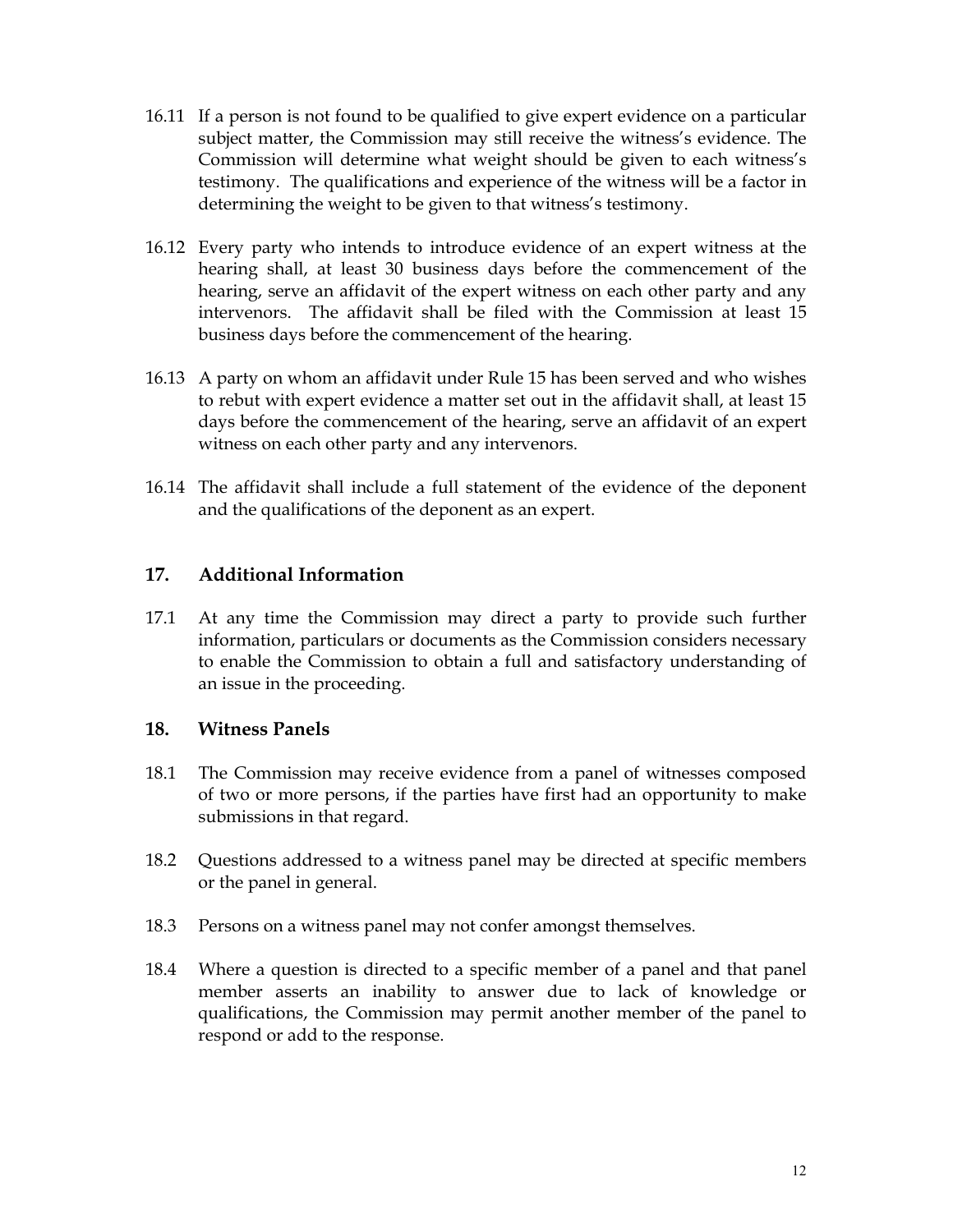16.11 If a person is not found to be qualified to give expert evidence on a particular subject matter, the Commission may still receive the witness's evidence. The Commission will determine what weight should be given to each witness's testimony. The qualifications and experience of the witness will be a factor in determining the weight to be given to that witness's testimony.

16.12 Every party who intends to introduce evidence of an expert witness at the hearing shall, at least 30 business days before the commencement of the hearing, serve an affidavit of the expert witness on each other party and any intervenors. The affidavit shall be filed with the Commission at least 15 business days before the commencement of the hearing.

16.13 A party on whom an affidavit under Rule 15 has been served and who wishes to rebut with expert evidence a matter set out in the affidavit shall, at least 15 days before the commencement of the hearing, serve an affidavit of an expert witness on each other party and any intervenors.

16.14 The affidavit shall include a full statement of the evidence of the deponent and the qualifications of the deponent as an expert.

## 17. Additional Information

17.1 At any time the Commission may direct a party to provide such further information, particulars or documents as the Commission considers necessary to enable the Commission to obtain a full and satisfactory understanding of an issue in the proceeding.

## 18. Witness Panels

18.1 The Commission may receive evidence from a panel of witnesses composed of two or more persons, if the parties have first had an opportunity to make submissions in that regard.

18.2 Questions addressed to a witness panel may be directed at specific members or the panel in general.

18.3 Persons on a witness panel may not confer amongst themselves.

18.4 Where a question is directed to a specific member of a panel and that panel member asserts an inability to answer due to lack of knowledge or qualifications, the Commission may permit another member of the panel to respond or add to the response.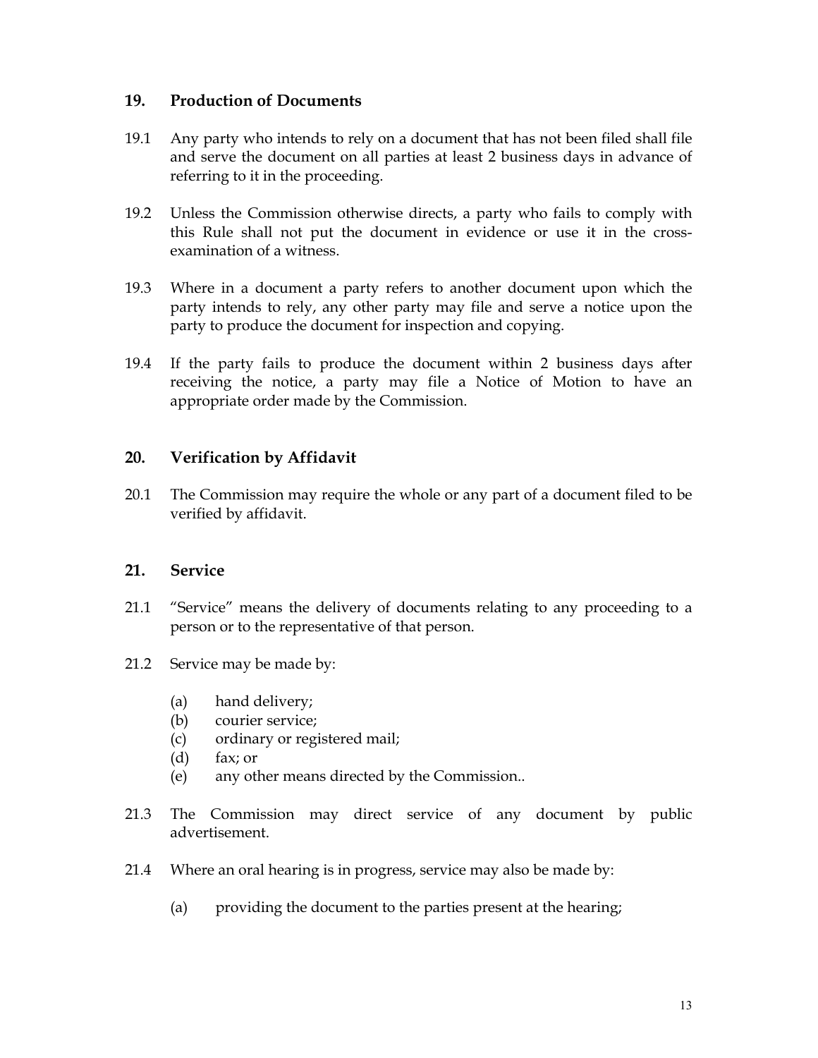## 19. Production of Documents

19.1 Any party who intends to rely on a document that has not been filed shall file and serve the document on all parties at least 2 business days in advance of referring to it in the proceeding.

19.2 Unless the Commission otherwise directs, a party who fails to comply with this Rule shall not put the document in evidence or use it in the cross-examination of a witness.

19.3 Where in a document a party refers to another document upon which the party intends to rely, any other party may file and serve a notice upon the party to produce the document for inspection and copying.

19.4 If the party fails to produce the document within 2 business days after receiving the notice, a party may file a Notice of Motion to have an appropriate order made by the Commission.

## 20. Verification by Affidavit

20.1 The Commission may require the whole or any part of a document filed to be verified by affidavit.

## 21. Service

21.1 "Service" means the delivery of documents relating to any proceeding to a person or to the representative of that person.

21.2 Service may be made by:

(a) hand delivery;
(b) courier service;
(c) ordinary or registered mail;
(d) fax; or
(e) any other means directed by the Commission..

21.3 The Commission may direct service of any document by public advertisement.

21.4 Where an oral hearing is in progress, service may also be made by:

(a) providing the document to the parties present at the hearing;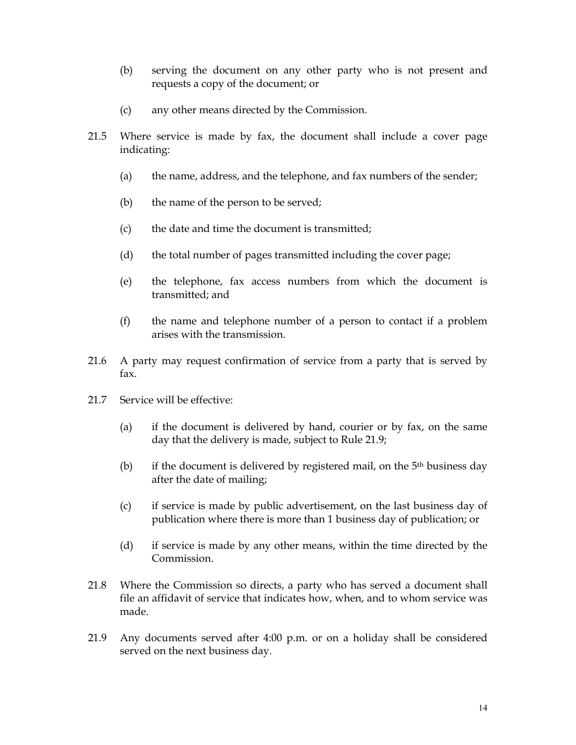(b) serving the document on any other party who is not present and requests a copy of the document; or

(c) any other means directed by the Commission.

21.5 Where service is made by fax, the document shall include a cover page indicating:

(a) the name, address, and the telephone, and fax numbers of the sender;

(b) the name of the person to be served;

(c) the date and time the document is transmitted;

(d) the total number of pages transmitted including the cover page;

(e) the telephone, fax access numbers from which the document is transmitted; and

(f) the name and telephone number of a person to contact if a problem arises with the transmission.

21.6 A party may request confirmation of service from a party that is served by fax.

21.7 Service will be effective:

(a) if the document is delivered by hand, courier or by fax, on the same day that the delivery is made, subject to Rule 21.9;

(b) if the document is delivered by registered mail, on the 5th business day after the date of mailing;

(c) if service is made by public advertisement, on the last business day of publication where there is more than 1 business day of publication; or

(d) if service is made by any other means, within the time directed by the Commission.

21.8 Where the Commission so directs, a party who has served a document shall file an affidavit of service that indicates how, when, and to whom service was made.

21.9 Any documents served after 4:00 p.m. or on a holiday shall be considered served on the next business day.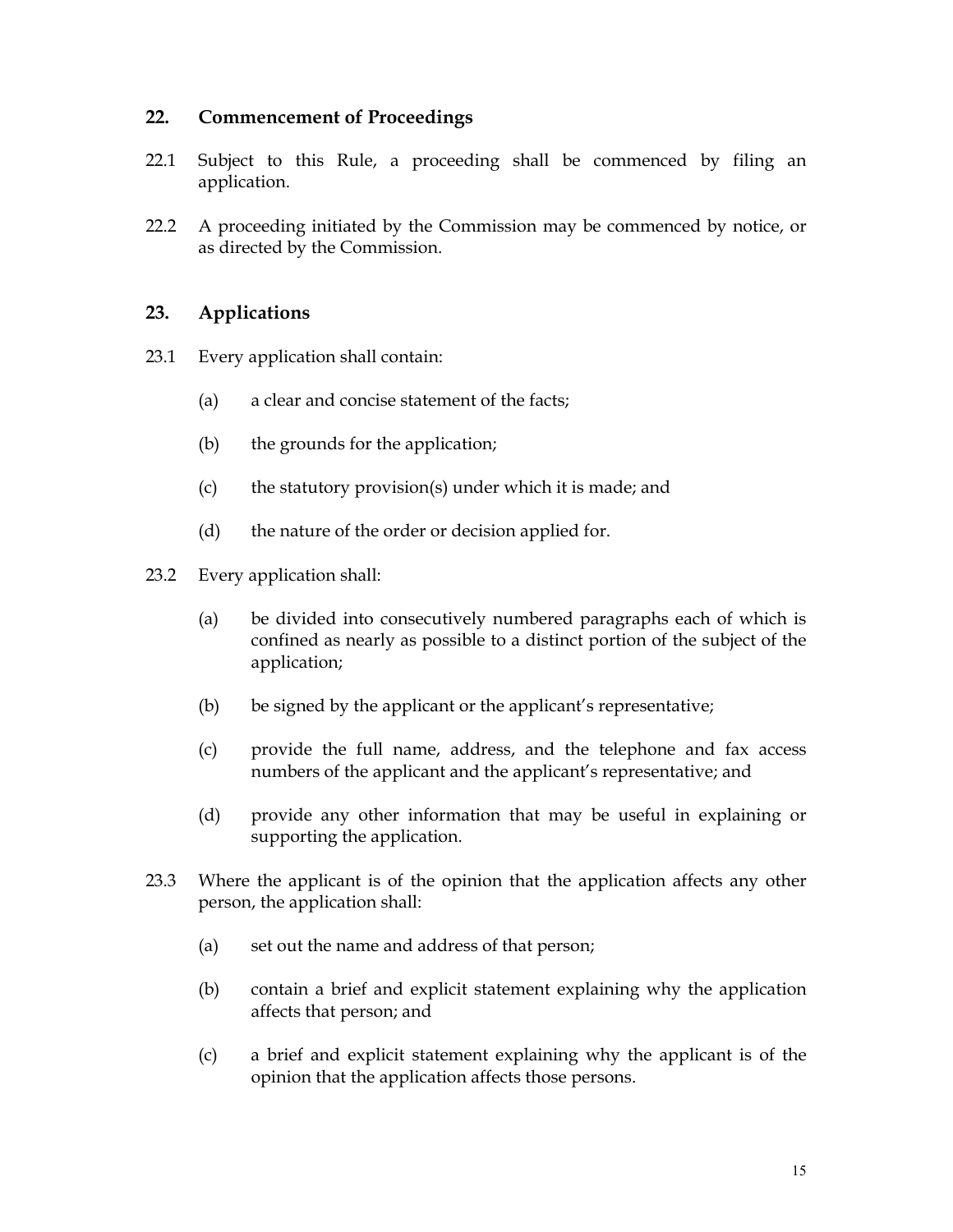## 22. Commencement of Proceedings

22.1 Subject to this Rule, a proceeding shall be commenced by filing an application.

22.2 A proceeding initiated by the Commission may be commenced by notice, or as directed by the Commission.

## 23. Applications

23.1 Every application shall contain:

(a) a clear and concise statement of the facts;

(b) the grounds for the application;

(c) the statutory provision(s) under which it is made; and

(d) the nature of the order or decision applied for.

23.2 Every application shall:

(a) be divided into consecutively numbered paragraphs each of which is confined as nearly as possible to a distinct portion of the subject of the application;

(b) be signed by the applicant or the applicant's representative;

(c) provide the full name, address, and the telephone and fax access numbers of the applicant and the applicant's representative; and

(d) provide any other information that may be useful in explaining or supporting the application.

23.3 Where the applicant is of the opinion that the application affects any other person, the application shall:

(a) set out the name and address of that person;

(b) contain a brief and explicit statement explaining why the application affects that person; and

(c) a brief and explicit statement explaining why the applicant is of the opinion that the application affects those persons.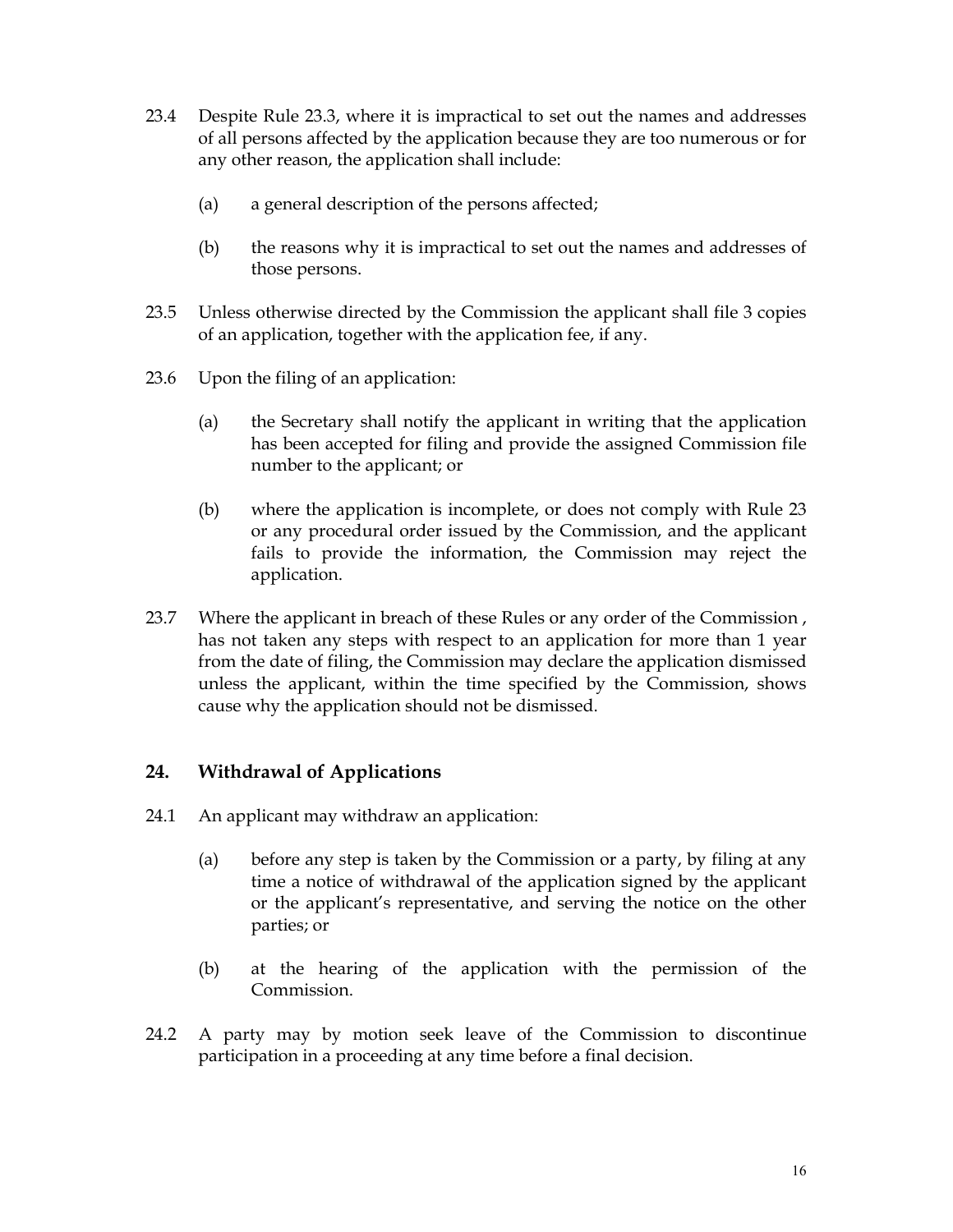23.4 Despite Rule 23.3, where it is impractical to set out the names and addresses of all persons affected by the application because they are too numerous or for any other reason, the application shall include:

(a) a general description of the persons affected;

(b) the reasons why it is impractical to set out the names and addresses of those persons.

23.5 Unless otherwise directed by the Commission the applicant shall file 3 copies of an application, together with the application fee, if any.

23.6 Upon the filing of an application:

(a) the Secretary shall notify the applicant in writing that the application has been accepted for filing and provide the assigned Commission file number to the applicant; or

(b) where the application is incomplete, or does not comply with Rule 23 or any procedural order issued by the Commission, and the applicant fails to provide the information, the Commission may reject the application.

23.7 Where the applicant in breach of these Rules or any order of the Commission , has not taken any steps with respect to an application for more than 1 year from the date of filing, the Commission may declare the application dismissed unless the applicant, within the time specified by the Commission, shows cause why the application should not be dismissed.

## 24. Withdrawal of Applications

24.1 An applicant may withdraw an application:

(a) before any step is taken by the Commission or a party, by filing at any time a notice of withdrawal of the application signed by the applicant or the applicant's representative, and serving the notice on the other parties; or

(b) at the hearing of the application with the permission of the Commission.

24.2 A party may by motion seek leave of the Commission to discontinue participation in a proceeding at any time before a final decision.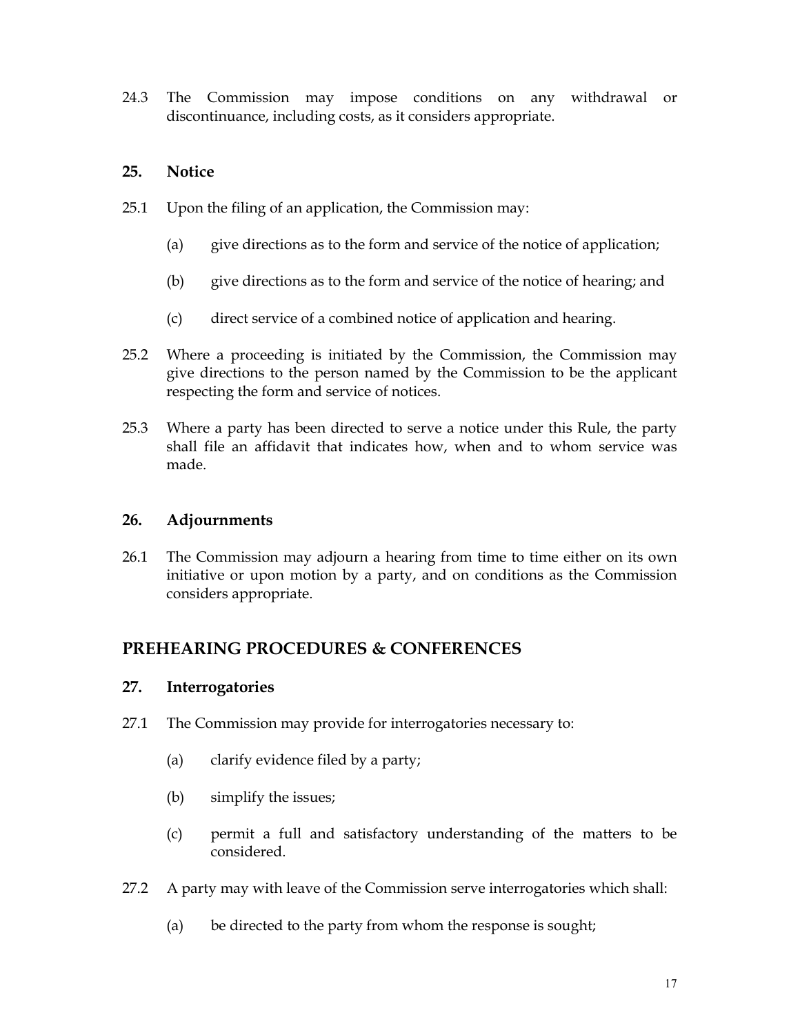24.3 The Commission may impose conditions on any withdrawal or discontinuance, including costs, as it considers appropriate.

### 25. Notice

25.1 Upon the filing of an application, the Commission may:

(a) give directions as to the form and service of the notice of application;

(b) give directions as to the form and service of the notice of hearing; and

(c) direct service of a combined notice of application and hearing.

25.2 Where a proceeding is initiated by the Commission, the Commission may give directions to the person named by the Commission to be the applicant respecting the form and service of notices.

25.3 Where a party has been directed to serve a notice under this Rule, the party shall file an affidavit that indicates how, when and to whom service was made.

### 26. Adjournments

26.1 The Commission may adjourn a hearing from time to time either on its own initiative or upon motion by a party, and on conditions as the Commission considers appropriate.

## PREHEARING PROCEDURES & CONFERENCES

### 27. Interrogatories

27.1 The Commission may provide for interrogatories necessary to:

(a) clarify evidence filed by a party;

(b) simplify the issues;

(c) permit a full and satisfactory understanding of the matters to be considered.

27.2 A party may with leave of the Commission serve interrogatories which shall:

(a) be directed to the party from whom the response is sought;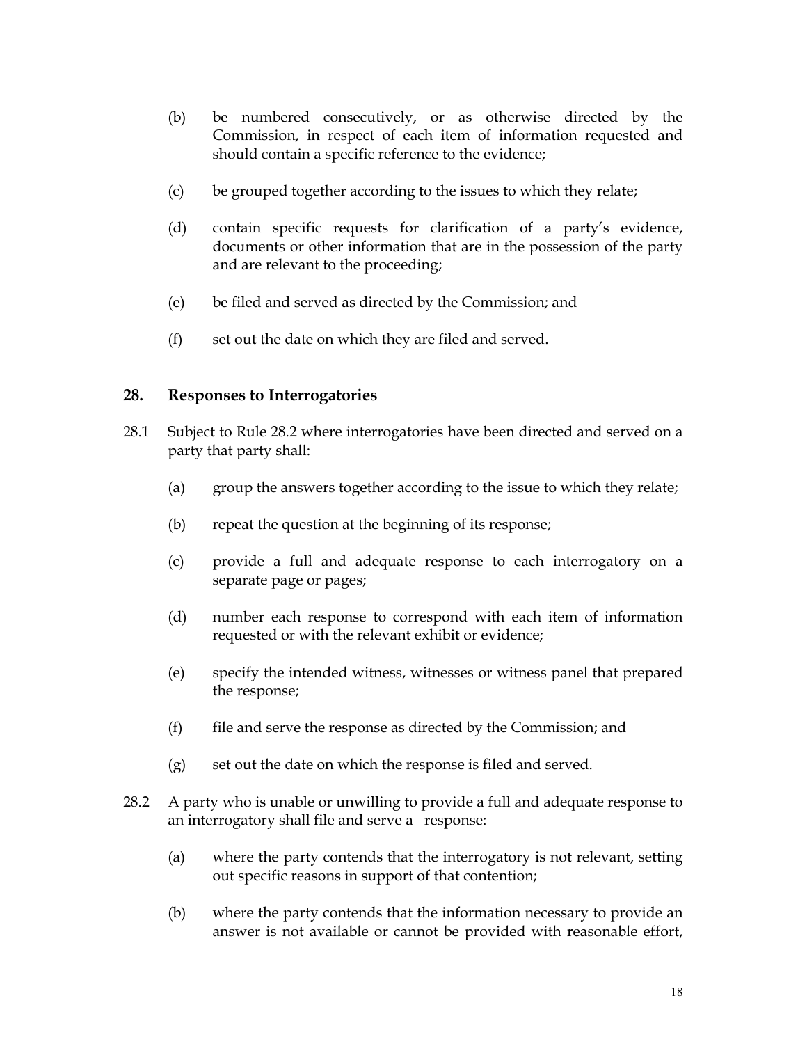(b) be numbered consecutively, or as otherwise directed by the Commission, in respect of each item of information requested and should contain a specific reference to the evidence;

(c) be grouped together according to the issues to which they relate;

(d) contain specific requests for clarification of a party's evidence, documents or other information that are in the possession of the party and are relevant to the proceeding;

(e) be filed and served as directed by the Commission; and

(f) set out the date on which they are filed and served.

## 28. Responses to Interrogatories

28.1 Subject to Rule 28.2 where interrogatories have been directed and served on a party that party shall:

(a) group the answers together according to the issue to which they relate;

(b) repeat the question at the beginning of its response;

(c) provide a full and adequate response to each interrogatory on a separate page or pages;

(d) number each response to correspond with each item of information requested or with the relevant exhibit or evidence;

(e) specify the intended witness, witnesses or witness panel that prepared the response;

(f) file and serve the response as directed by the Commission; and

(g) set out the date on which the response is filed and served.

28.2 A party who is unable or unwilling to provide a full and adequate response to an interrogatory shall file and serve a response:

(a) where the party contends that the interrogatory is not relevant, setting out specific reasons in support of that contention;

(b) where the party contends that the information necessary to provide an answer is not available or cannot be provided with reasonable effort,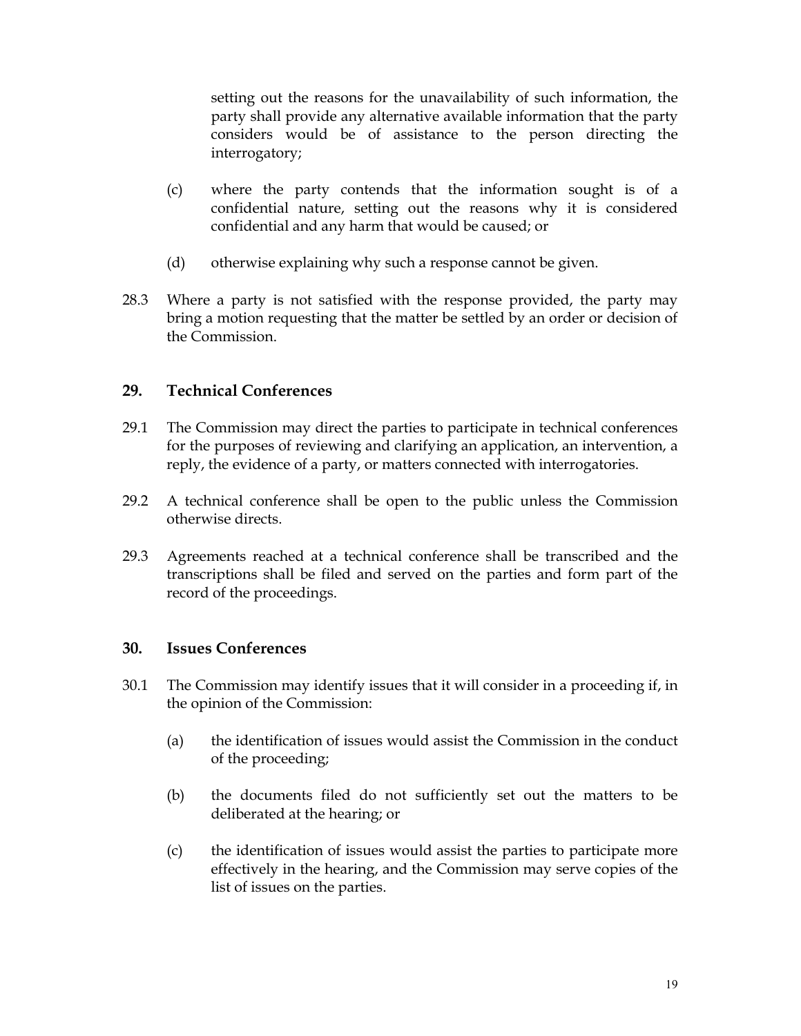setting out the reasons for the unavailability of such information, the party shall provide any alternative available information that the party considers would be of assistance to the person directing the interrogatory;

(c) where the party contends that the information sought is of a confidential nature, setting out the reasons why it is considered confidential and any harm that would be caused; or

(d) otherwise explaining why such a response cannot be given.

28.3 Where a party is not satisfied with the response provided, the party may bring a motion requesting that the matter be settled by an order or decision of the Commission.

## 29. Technical Conferences

29.1 The Commission may direct the parties to participate in technical conferences for the purposes of reviewing and clarifying an application, an intervention, a reply, the evidence of a party, or matters connected with interrogatories.

29.2 A technical conference shall be open to the public unless the Commission otherwise directs.

29.3 Agreements reached at a technical conference shall be transcribed and the transcriptions shall be filed and served on the parties and form part of the record of the proceedings.

## 30. Issues Conferences

30.1 The Commission may identify issues that it will consider in a proceeding if, in the opinion of the Commission:

(a) the identification of issues would assist the Commission in the conduct of the proceeding;

(b) the documents filed do not sufficiently set out the matters to be deliberated at the hearing; or

(c) the identification of issues would assist the parties to participate more effectively in the hearing, and the Commission may serve copies of the list of issues on the parties.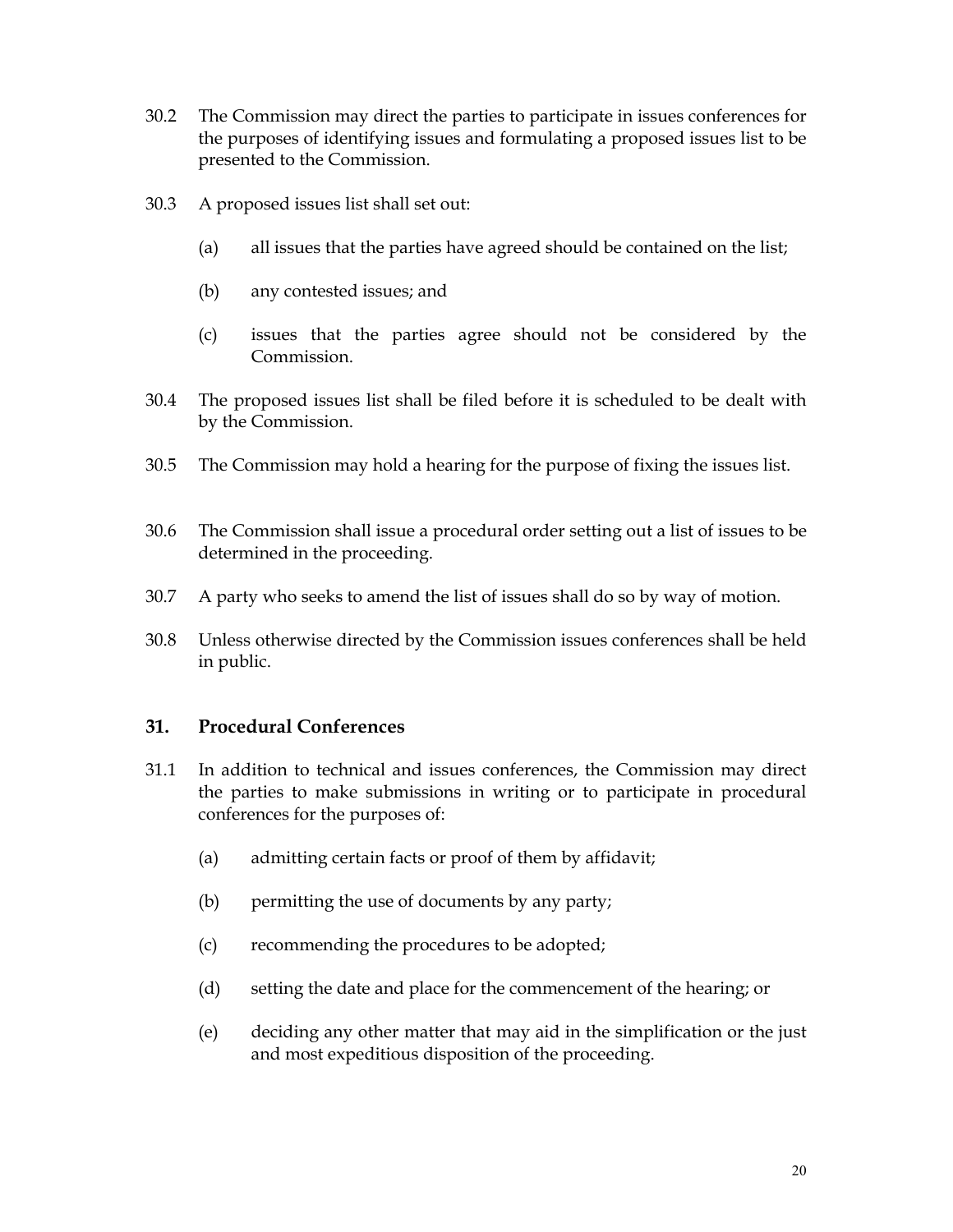30.2 The Commission may direct the parties to participate in issues conferences for the purposes of identifying issues and formulating a proposed issues list to be presented to the Commission.

30.3 A proposed issues list shall set out:

(a) all issues that the parties have agreed should be contained on the list;

(b) any contested issues; and

(c) issues that the parties agree should not be considered by the Commission.

30.4 The proposed issues list shall be filed before it is scheduled to be dealt with by the Commission.

30.5 The Commission may hold a hearing for the purpose of fixing the issues list.

30.6 The Commission shall issue a procedural order setting out a list of issues to be determined in the proceeding.

30.7 A party who seeks to amend the list of issues shall do so by way of motion.

30.8 Unless otherwise directed by the Commission issues conferences shall be held in public.

## 31. Procedural Conferences

31.1 In addition to technical and issues conferences, the Commission may direct the parties to make submissions in writing or to participate in procedural conferences for the purposes of:

(a) admitting certain facts or proof of them by affidavit;

(b) permitting the use of documents by any party;

(c) recommending the procedures to be adopted;

(d) setting the date and place for the commencement of the hearing; or

(e) deciding any other matter that may aid in the simplification or the just and most expeditious disposition of the proceeding.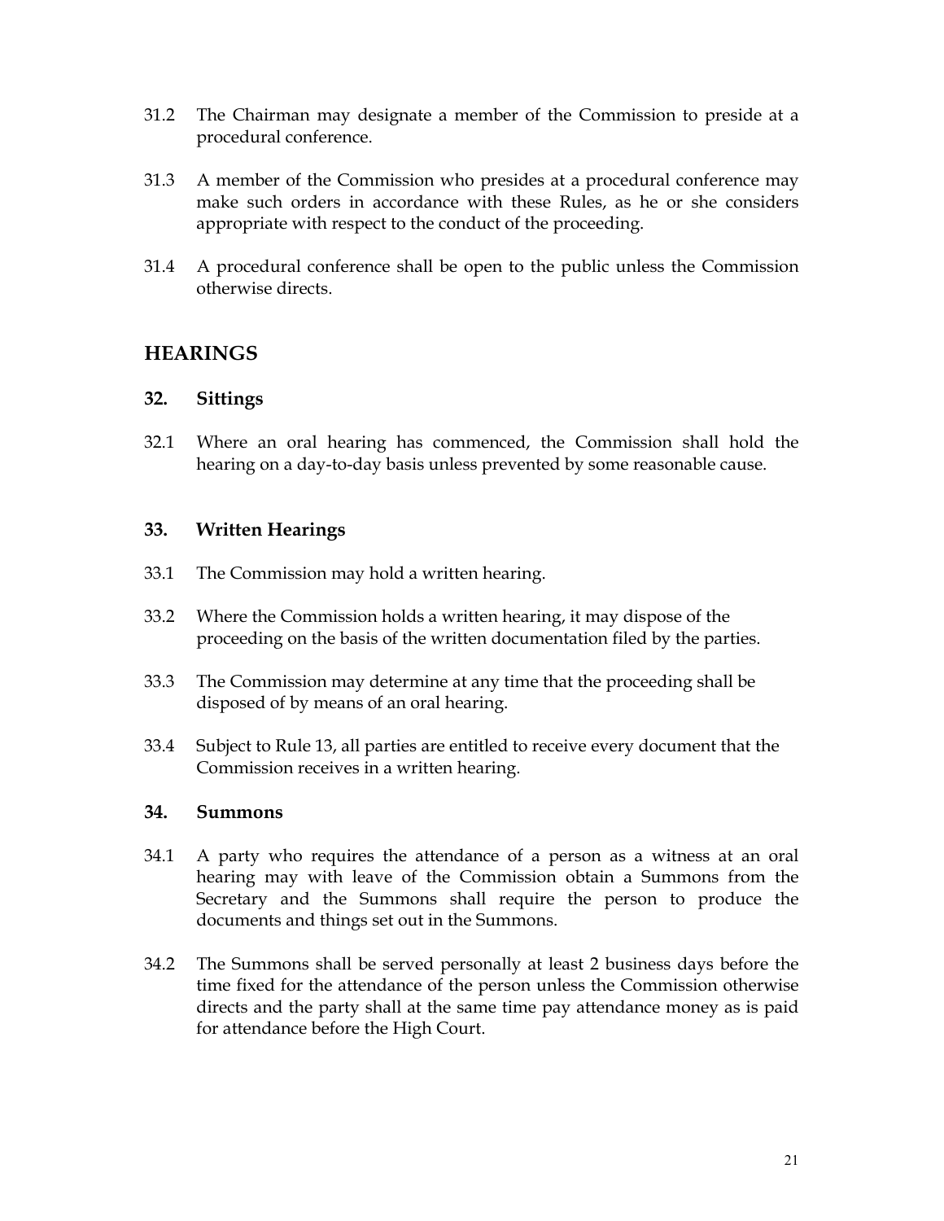31.2 The Chairman may designate a member of the Commission to preside at a procedural conference.

31.3 A member of the Commission who presides at a procedural conference may make such orders in accordance with these Rules, as he or she considers appropriate with respect to the conduct of the proceeding.

31.4 A procedural conference shall be open to the public unless the Commission otherwise directs.

## HEARINGS

### 32. Sittings

32.1 Where an oral hearing has commenced, the Commission shall hold the hearing on a day-to-day basis unless prevented by some reasonable cause.

### 33. Written Hearings

33.1 The Commission may hold a written hearing.

33.2 Where the Commission holds a written hearing, it may dispose of the proceeding on the basis of the written documentation filed by the parties.

33.3 The Commission may determine at any time that the proceeding shall be disposed of by means of an oral hearing.

33.4 Subject to Rule 13, all parties are entitled to receive every document that the Commission receives in a written hearing.

### 34. Summons

34.1 A party who requires the attendance of a person as a witness at an oral hearing may with leave of the Commission obtain a Summons from the Secretary and the Summons shall require the person to produce the documents and things set out in the Summons.

34.2 The Summons shall be served personally at least 2 business days before the time fixed for the attendance of the person unless the Commission otherwise directs and the party shall at the same time pay attendance money as is paid for attendance before the High Court.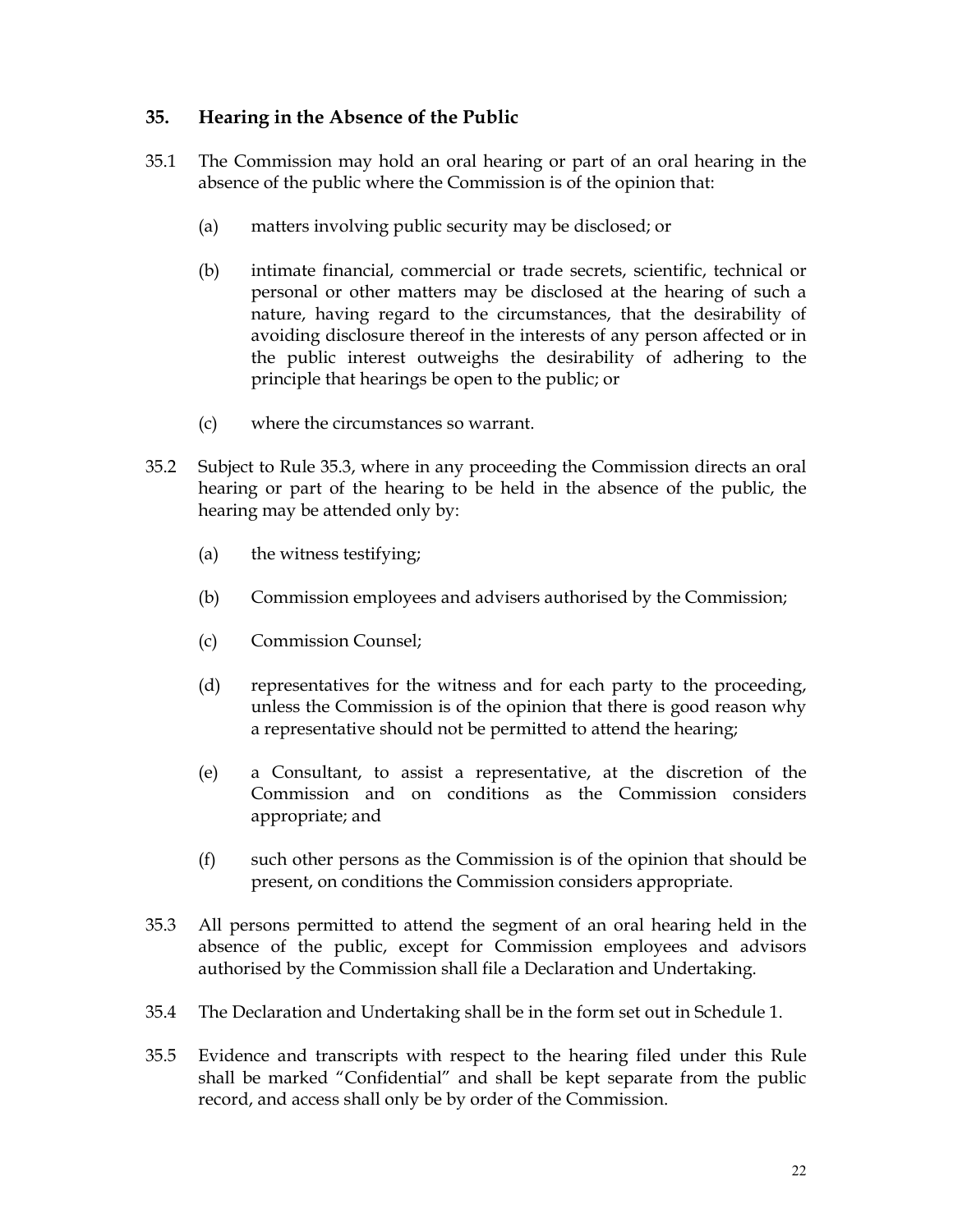## 35. Hearing in the Absence of the Public

35.1 The Commission may hold an oral hearing or part of an oral hearing in the absence of the public where the Commission is of the opinion that:

(a) matters involving public security may be disclosed; or

(b) intimate financial, commercial or trade secrets, scientific, technical or personal or other matters may be disclosed at the hearing of such a nature, having regard to the circumstances, that the desirability of avoiding disclosure thereof in the interests of any person affected or in the public interest outweighs the desirability of adhering to the principle that hearings be open to the public; or

(c) where the circumstances so warrant.

35.2 Subject to Rule 35.3, where in any proceeding the Commission directs an oral hearing or part of the hearing to be held in the absence of the public, the hearing may be attended only by:

(a) the witness testifying;

(b) Commission employees and advisers authorised by the Commission;

(c) Commission Counsel;

(d) representatives for the witness and for each party to the proceeding, unless the Commission is of the opinion that there is good reason why a representative should not be permitted to attend the hearing;

(e) a Consultant, to assist a representative, at the discretion of the Commission and on conditions as the Commission considers appropriate; and

(f) such other persons as the Commission is of the opinion that should be present, on conditions the Commission considers appropriate.

35.3 All persons permitted to attend the segment of an oral hearing held in the absence of the public, except for Commission employees and advisors authorised by the Commission shall file a Declaration and Undertaking.

35.4 The Declaration and Undertaking shall be in the form set out in Schedule 1.

35.5 Evidence and transcripts with respect to the hearing filed under this Rule shall be marked "Confidential" and shall be kept separate from the public record, and access shall only be by order of the Commission.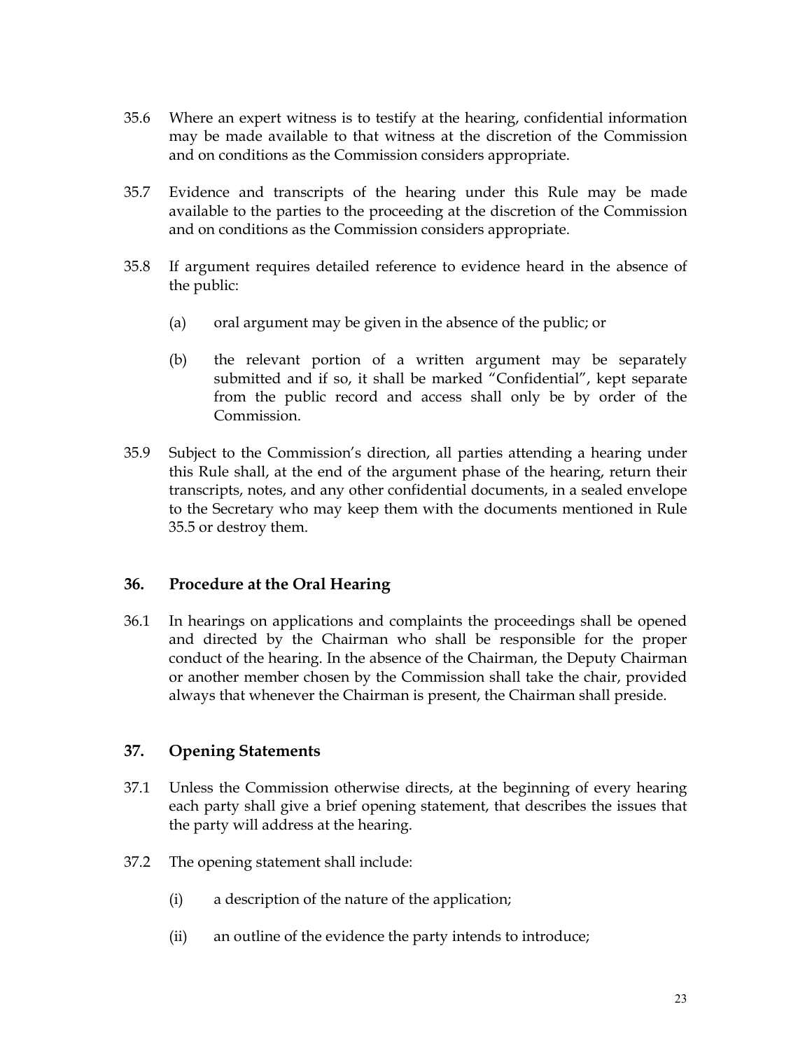35.6 Where an expert witness is to testify at the hearing, confidential information may be made available to that witness at the discretion of the Commission and on conditions as the Commission considers appropriate.

35.7 Evidence and transcripts of the hearing under this Rule may be made available to the parties to the proceeding at the discretion of the Commission and on conditions as the Commission considers appropriate.

35.8 If argument requires detailed reference to evidence heard in the absence of the public:

(a) oral argument may be given in the absence of the public; or

(b) the relevant portion of a written argument may be separately submitted and if so, it shall be marked "Confidential", kept separate from the public record and access shall only be by order of the Commission.

35.9 Subject to the Commission's direction, all parties attending a hearing under this Rule shall, at the end of the argument phase of the hearing, return their transcripts, notes, and any other confidential documents, in a sealed envelope to the Secretary who may keep them with the documents mentioned in Rule 35.5 or destroy them.

## 36. Procedure at the Oral Hearing

36.1 In hearings on applications and complaints the proceedings shall be opened and directed by the Chairman who shall be responsible for the proper conduct of the hearing. In the absence of the Chairman, the Deputy Chairman or another member chosen by the Commission shall take the chair, provided always that whenever the Chairman is present, the Chairman shall preside.

## 37. Opening Statements

37.1 Unless the Commission otherwise directs, at the beginning of every hearing each party shall give a brief opening statement, that describes the issues that the party will address at the hearing.

37.2 The opening statement shall include:

(i) a description of the nature of the application;

(ii) an outline of the evidence the party intends to introduce;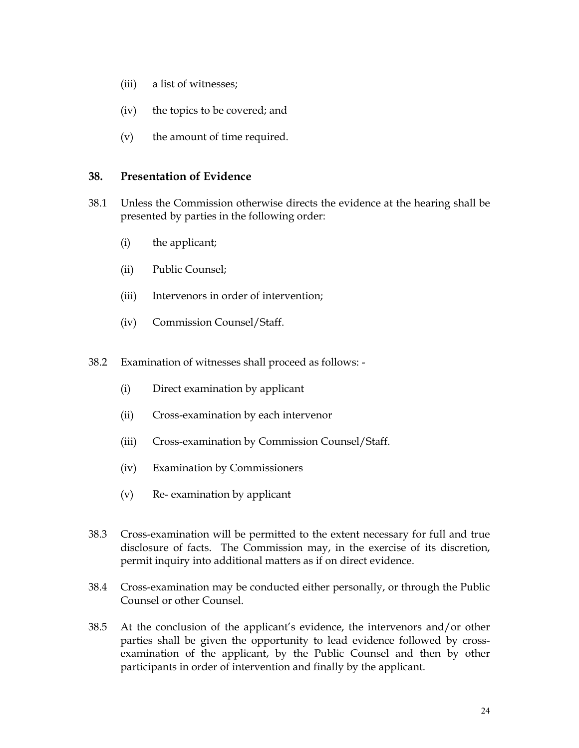(iii) a list of witnesses;

(iv) the topics to be covered; and

(v) the amount of time required.

## 38. Presentation of Evidence

38.1 Unless the Commission otherwise directs the evidence at the hearing shall be presented by parties in the following order:

(i) the applicant;

(ii) Public Counsel;

(iii) Intervenors in order of intervention;

(iv) Commission Counsel/Staff.

38.2 Examination of witnesses shall proceed as follows: -

(i) Direct examination by applicant

(ii) Cross-examination by each intervenor

(iii) Cross-examination by Commission Counsel/Staff.

(iv) Examination by Commissioners

(v) Re- examination by applicant

38.3 Cross-examination will be permitted to the extent necessary for full and true disclosure of facts. The Commission may, in the exercise of its discretion, permit inquiry into additional matters as if on direct evidence.

38.4 Cross-examination may be conducted either personally, or through the Public Counsel or other Counsel.

38.5 At the conclusion of the applicant's evidence, the intervenors and/or other parties shall be given the opportunity to lead evidence followed by cross-examination of the applicant, by the Public Counsel and then by other participants in order of intervention and finally by the applicant.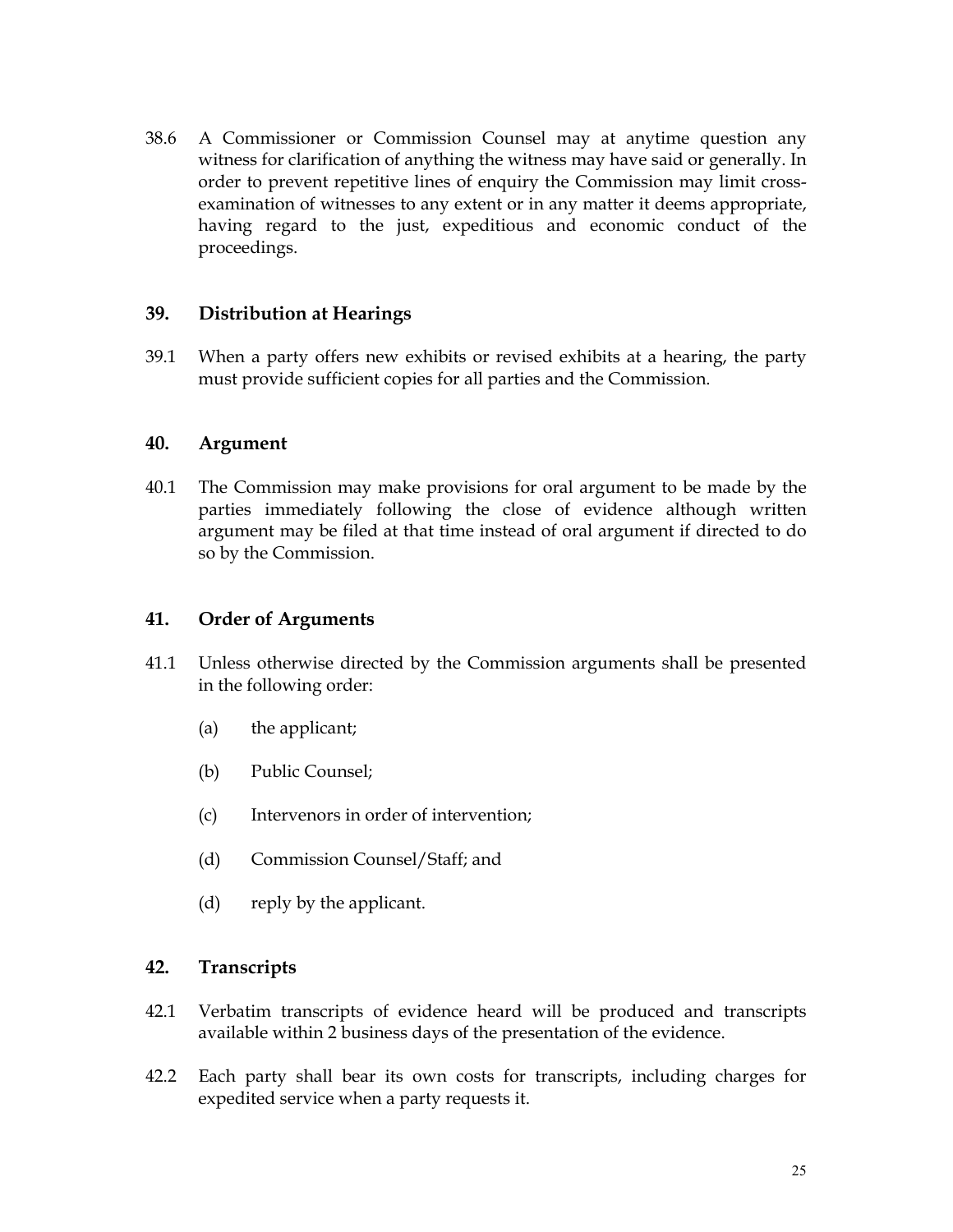38.6 A Commissioner or Commission Counsel may at anytime question any witness for clarification of anything the witness may have said or generally. In order to prevent repetitive lines of enquiry the Commission may limit cross-examination of witnesses to any extent or in any matter it deems appropriate, having regard to the just, expeditious and economic conduct of the proceedings.

## 39. Distribution at Hearings

39.1 When a party offers new exhibits or revised exhibits at a hearing, the party must provide sufficient copies for all parties and the Commission.

## 40. Argument

40.1 The Commission may make provisions for oral argument to be made by the parties immediately following the close of evidence although written argument may be filed at that time instead of oral argument if directed to do so by the Commission.

## 41. Order of Arguments

41.1 Unless otherwise directed by the Commission arguments shall be presented in the following order:

(a) the applicant;

(b) Public Counsel;

(c) Intervenors in order of intervention;

(d) Commission Counsel/Staff; and

(d) reply by the applicant.

## 42. Transcripts

42.1 Verbatim transcripts of evidence heard will be produced and transcripts available within 2 business days of the presentation of the evidence.

42.2 Each party shall bear its own costs for transcripts, including charges for expedited service when a party requests it.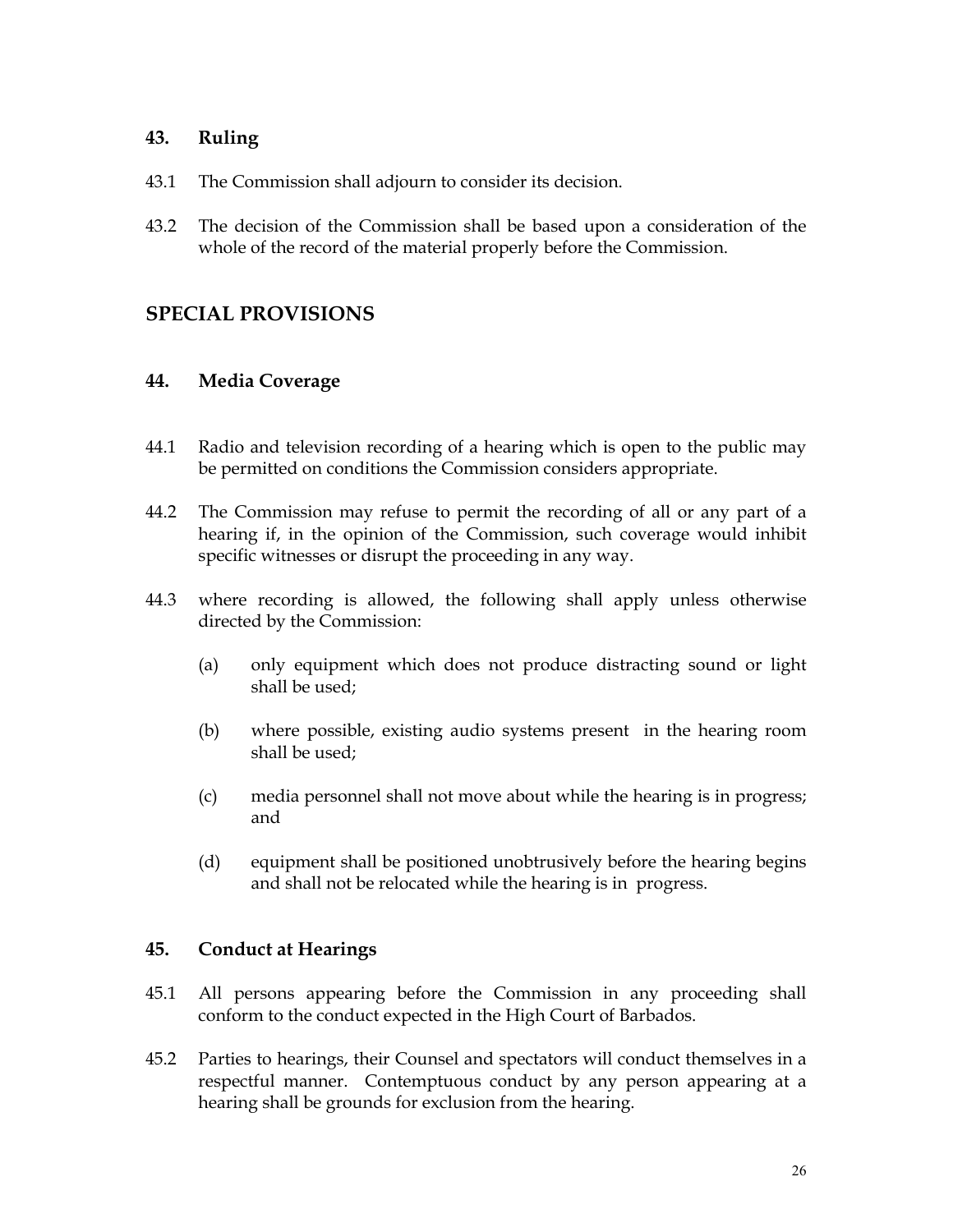### 43. Ruling

43.1 The Commission shall adjourn to consider its decision.

43.2 The decision of the Commission shall be based upon a consideration of the whole of the record of the material properly before the Commission.

## SPECIAL PROVISIONS

### 44. Media Coverage

44.1 Radio and television recording of a hearing which is open to the public may be permitted on conditions the Commission considers appropriate.

44.2 The Commission may refuse to permit the recording of all or any part of a hearing if, in the opinion of the Commission, such coverage would inhibit specific witnesses or disrupt the proceeding in any way.

44.3 where recording is allowed, the following shall apply unless otherwise directed by the Commission:

(a) only equipment which does not produce distracting sound or light shall be used;

(b) where possible, existing audio systems present in the hearing room shall be used;

(c) media personnel shall not move about while the hearing is in progress; and

(d) equipment shall be positioned unobtrusively before the hearing begins and shall not be relocated while the hearing is in progress.

### 45. Conduct at Hearings

45.1 All persons appearing before the Commission in any proceeding shall conform to the conduct expected in the High Court of Barbados.

45.2 Parties to hearings, their Counsel and spectators will conduct themselves in a respectful manner. Contemptuous conduct by any person appearing at a hearing shall be grounds for exclusion from the hearing.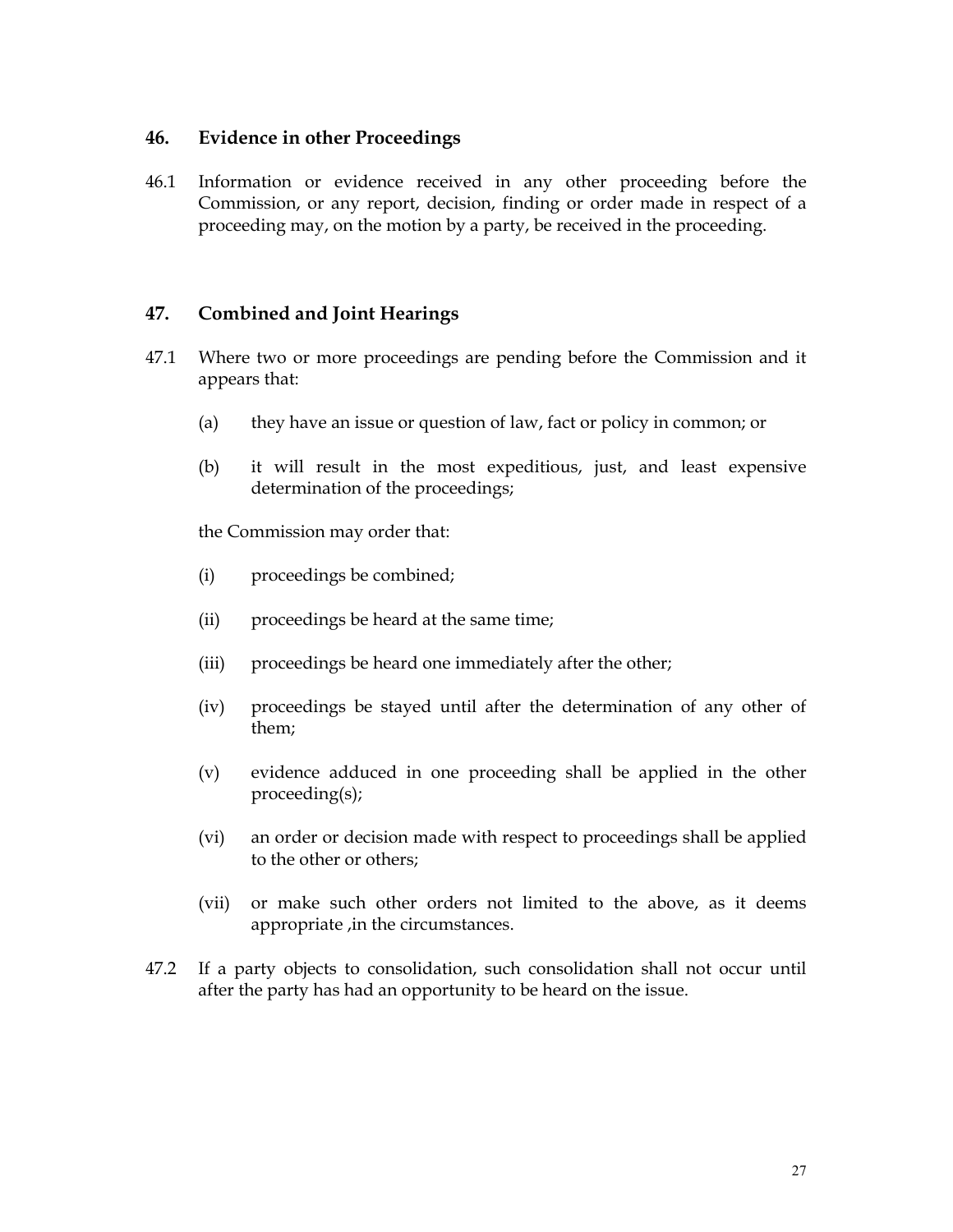## 46. Evidence in other Proceedings

46.1 Information or evidence received in any other proceeding before the Commission, or any report, decision, finding or order made in respect of a proceeding may, on the motion by a party, be received in the proceeding.

## 47. Combined and Joint Hearings

47.1 Where two or more proceedings are pending before the Commission and it appears that:

(a) they have an issue or question of law, fact or policy in common; or

(b) it will result in the most expeditious, just, and least expensive determination of the proceedings;

the Commission may order that:

(i) proceedings be combined;

(ii) proceedings be heard at the same time;

(iii) proceedings be heard one immediately after the other;

(iv) proceedings be stayed until after the determination of any other of them;

(v) evidence adduced in one proceeding shall be applied in the other proceeding(s);

(vi) an order or decision made with respect to proceedings shall be applied to the other or others;

(vii) or make such other orders not limited to the above, as it deems appropriate ,in the circumstances.

47.2 If a party objects to consolidation, such consolidation shall not occur until after the party has had an opportunity to be heard on the issue.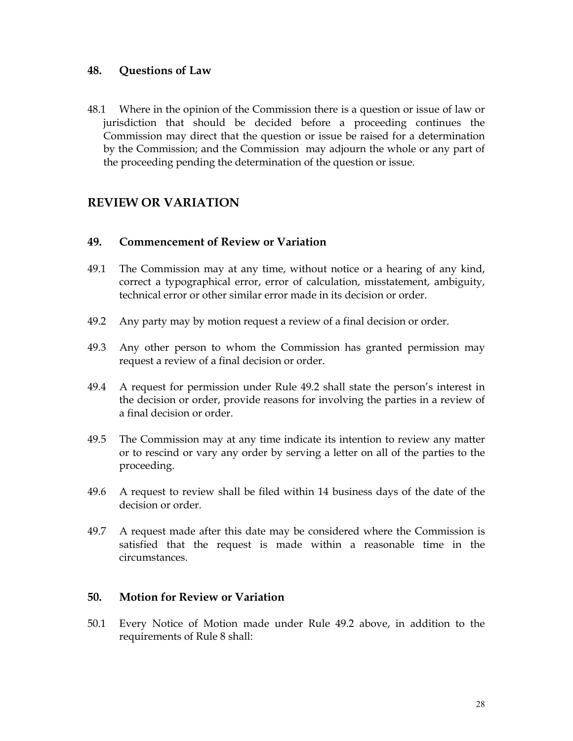## 48. Questions of Law

48.1 Where in the opinion of the Commission there is a question or issue of law or jurisdiction that should be decided before a proceeding continues the Commission may direct that the question or issue be raised for a determination by the Commission; and the Commission may adjourn the whole or any part of the proceeding pending the determination of the question or issue.

# REVIEW OR VARIATION

## 49. Commencement of Review or Variation

49.1 The Commission may at any time, without notice or a hearing of any kind, correct a typographical error, error of calculation, misstatement, ambiguity, technical error or other similar error made in its decision or order.

49.2 Any party may by motion request a review of a final decision or order.

49.3 Any other person to whom the Commission has granted permission may request a review of a final decision or order.

49.4 A request for permission under Rule 49.2 shall state the person's interest in the decision or order, provide reasons for involving the parties in a review of a final decision or order.

49.5 The Commission may at any time indicate its intention to review any matter or to rescind or vary any order by serving a letter on all of the parties to the proceeding.

49.6 A request to review shall be filed within 14 business days of the date of the decision or order.

49.7 A request made after this date may be considered where the Commission is satisfied that the request is made within a reasonable time in the circumstances.

## 50. Motion for Review or Variation

50.1 Every Notice of Motion made under Rule 49.2 above, in addition to the requirements of Rule 8 shall: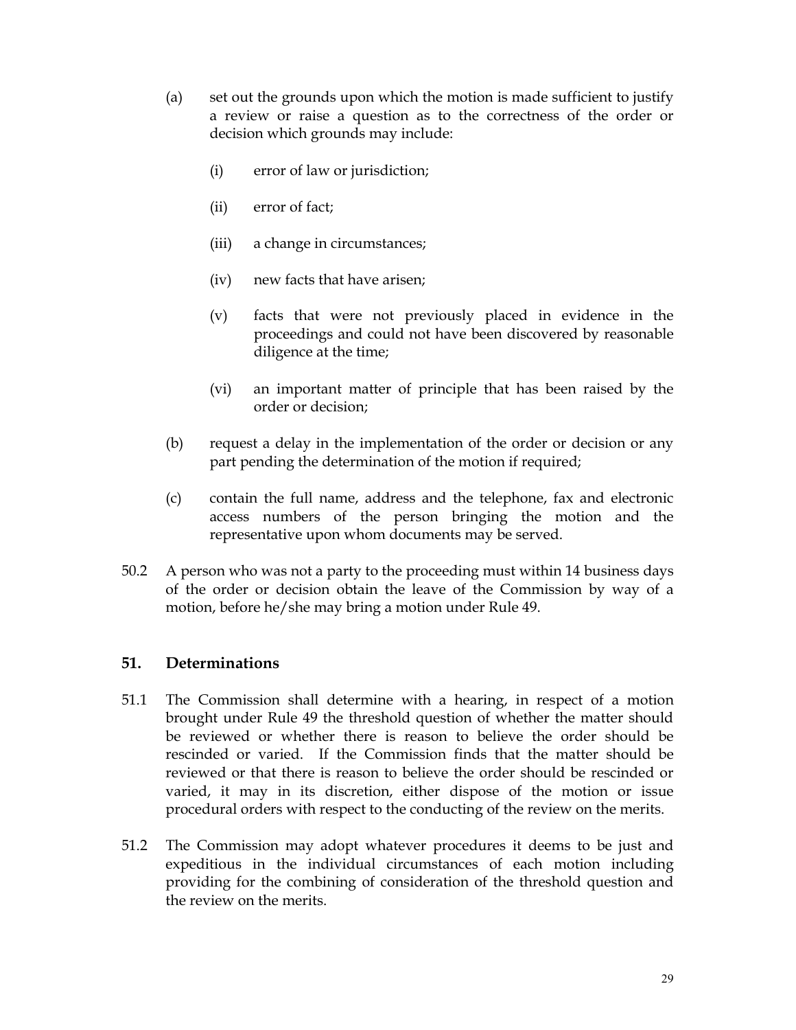(a) set out the grounds upon which the motion is made sufficient to justify a review or raise a question as to the correctness of the order or decision which grounds may include:

   (i) error of law or jurisdiction;

   (ii) error of fact;

   (iii) a change in circumstances;

   (iv) new facts that have arisen;

   (v) facts that were not previously placed in evidence in the proceedings and could not have been discovered by reasonable diligence at the time;

   (vi) an important matter of principle that has been raised by the order or decision;

(b) request a delay in the implementation of the order or decision or any part pending the determination of the motion if required;

(c) contain the full name, address and the telephone, fax and electronic access numbers of the person bringing the motion and the representative upon whom documents may be served.

50.2 A person who was not a party to the proceeding must within 14 business days of the order or decision obtain the leave of the Commission by way of a motion, before he/she may bring a motion under Rule 49.

## 51. Determinations

51.1 The Commission shall determine with a hearing, in respect of a motion brought under Rule 49 the threshold question of whether the matter should be reviewed or whether there is reason to believe the order should be rescinded or varied. If the Commission finds that the matter should be reviewed or that there is reason to believe the order should be rescinded or varied, it may in its discretion, either dispose of the motion or issue procedural orders with respect to the conducting of the review on the merits.

51.2 The Commission may adopt whatever procedures it deems to be just and expeditious in the individual circumstances of each motion including providing for the combining of consideration of the threshold question and the review on the merits.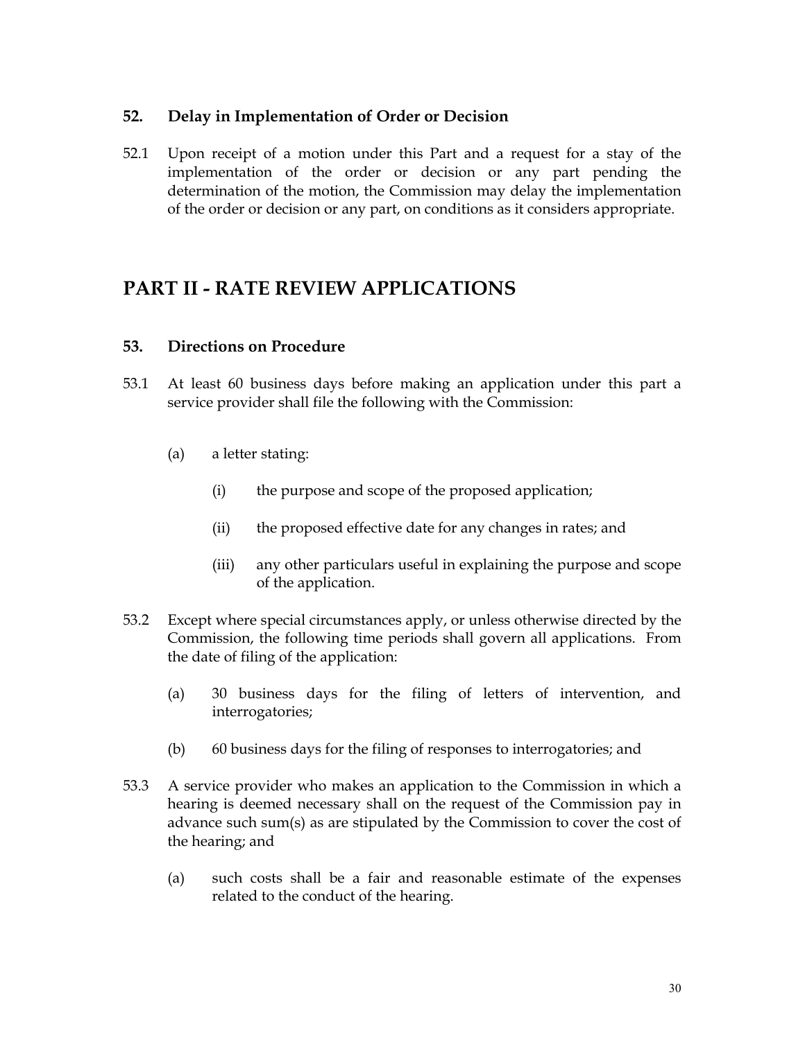### 52. Delay in Implementation of Order or Decision

52.1 Upon receipt of a motion under this Part and a request for a stay of the implementation of the order or decision or any part pending the determination of the motion, the Commission may delay the implementation of the order or decision or any part, on conditions as it considers appropriate.

## PART II - RATE REVIEW APPLICATIONS

### 53. Directions on Procedure

53.1 At least 60 business days before making an application under this part a service provider shall file the following with the Commission:

(a) a letter stating:

(i) the purpose and scope of the proposed application;

(ii) the proposed effective date for any changes in rates; and

(iii) any other particulars useful in explaining the purpose and scope of the application.

53.2 Except where special circumstances apply, or unless otherwise directed by the Commission, the following time periods shall govern all applications. From the date of filing of the application:

(a) 30 business days for the filing of letters of intervention, and interrogatories;

(b) 60 business days for the filing of responses to interrogatories; and

53.3 A service provider who makes an application to the Commission in which a hearing is deemed necessary shall on the request of the Commission pay in advance such sum(s) as are stipulated by the Commission to cover the cost of the hearing; and

(a) such costs shall be a fair and reasonable estimate of the expenses related to the conduct of the hearing.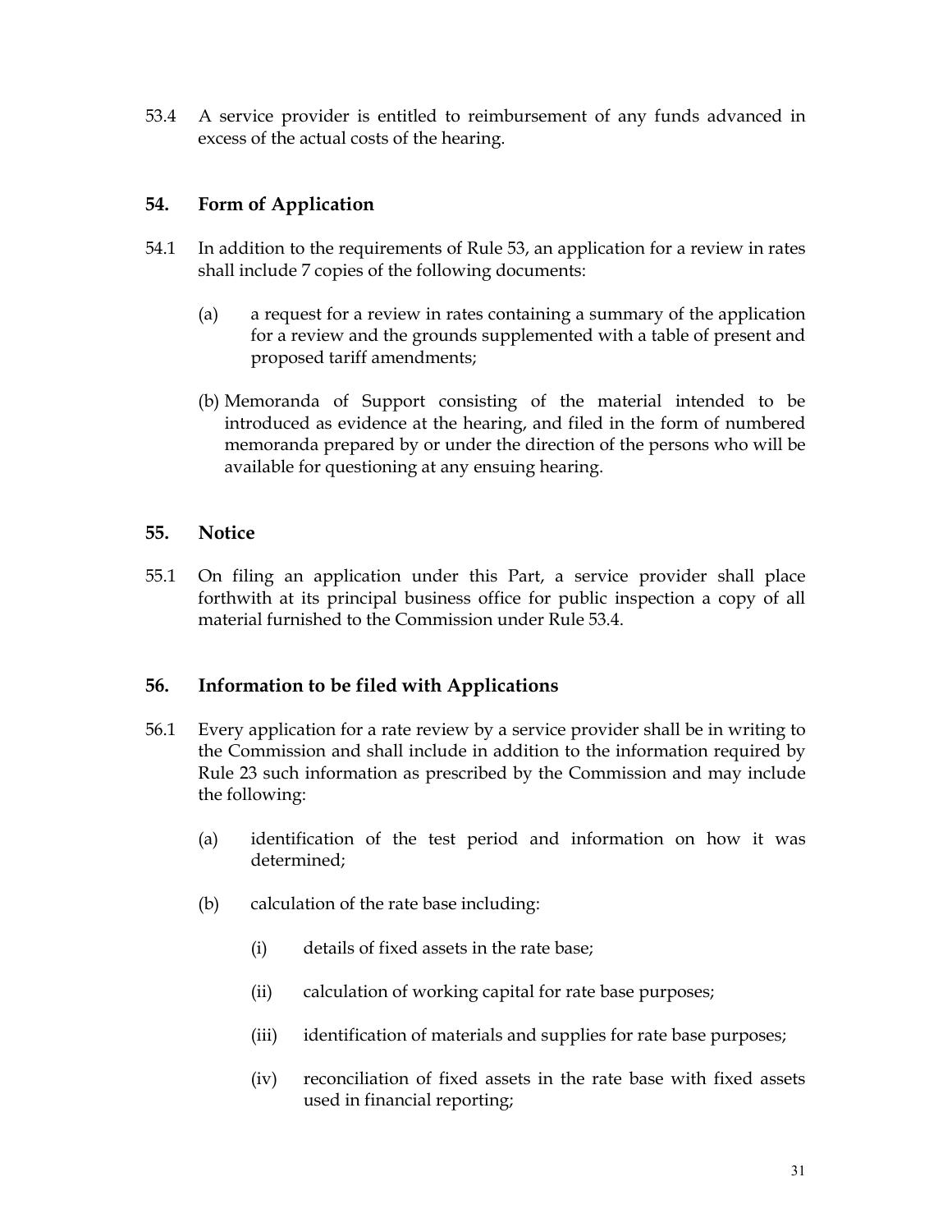53.4 A service provider is entitled to reimbursement of any funds advanced in excess of the actual costs of the hearing.

## 54. Form of Application

54.1 In addition to the requirements of Rule 53, an application for a review in rates shall include 7 copies of the following documents:

(a) a request for a review in rates containing a summary of the application for a review and the grounds supplemented with a table of present and proposed tariff amendments;

(b) Memoranda of Support consisting of the material intended to be introduced as evidence at the hearing, and filed in the form of numbered memoranda prepared by or under the direction of the persons who will be available for questioning at any ensuing hearing.

## 55. Notice

55.1 On filing an application under this Part, a service provider shall place forthwith at its principal business office for public inspection a copy of all material furnished to the Commission under Rule 53.4.

## 56. Information to be filed with Applications

56.1 Every application for a rate review by a service provider shall be in writing to the Commission and shall include in addition to the information required by Rule 23 such information as prescribed by the Commission and may include the following:

(a) identification of the test period and information on how it was determined;

(b) calculation of the rate base including:

(i) details of fixed assets in the rate base;

(ii) calculation of working capital for rate base purposes;

(iii) identification of materials and supplies for rate base purposes;

(iv) reconciliation of fixed assets in the rate base with fixed assets used in financial reporting;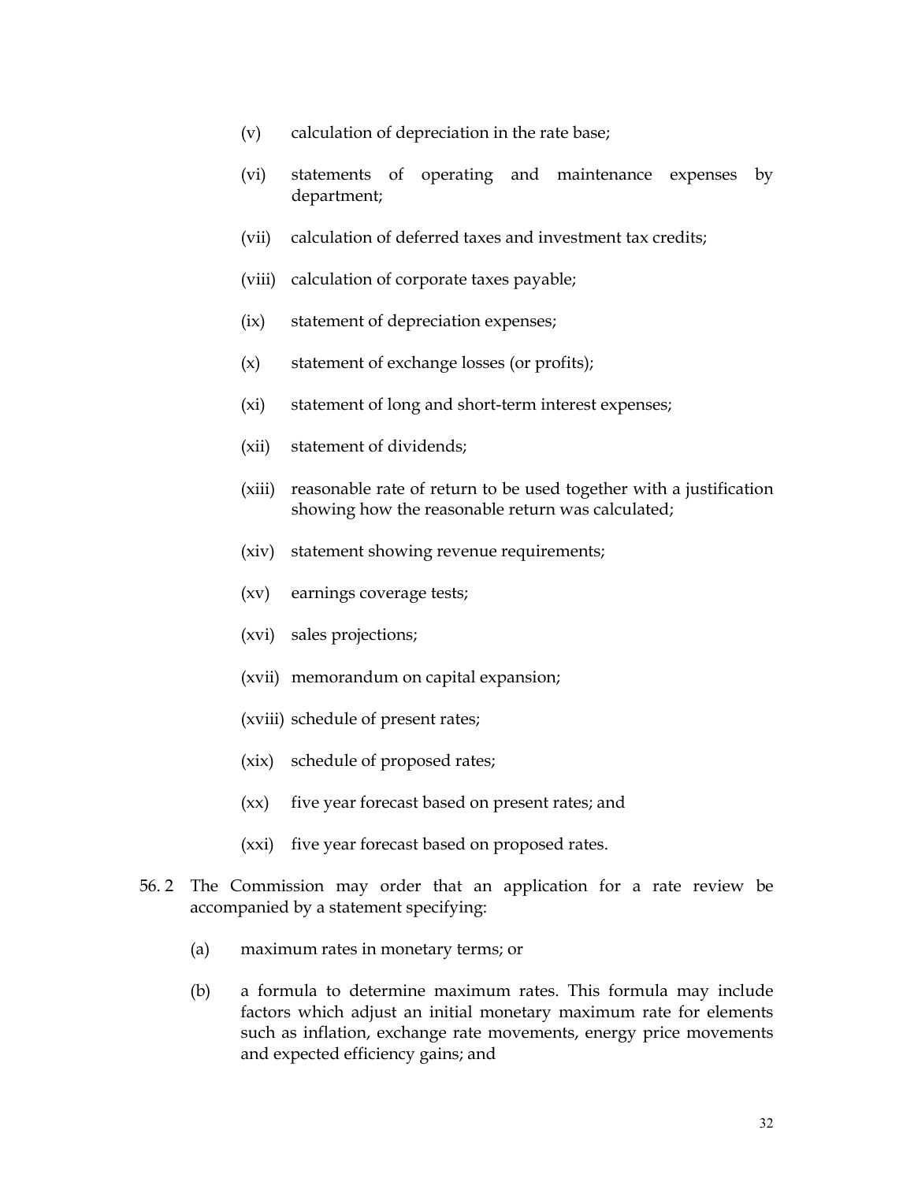(v) calculation of depreciation in the rate base;

(vi) statements of operating and maintenance expenses by department;

(vii) calculation of deferred taxes and investment tax credits;

(viii) calculation of corporate taxes payable;

(ix) statement of depreciation expenses;

(x) statement of exchange losses (or profits);

(xi) statement of long and short-term interest expenses;

(xii) statement of dividends;

(xiii) reasonable rate of return to be used together with a justification showing how the reasonable return was calculated;

(xiv) statement showing revenue requirements;

(xv) earnings coverage tests;

(xvi) sales projections;

(xvii) memorandum on capital expansion;

(xviii) schedule of present rates;

(xix) schedule of proposed rates;

(xx) five year forecast based on present rates; and

(xxi) five year forecast based on proposed rates.

56. 2 The Commission may order that an application for a rate review be accompanied by a statement specifying:

(a) maximum rates in monetary terms; or

(b) a formula to determine maximum rates. This formula may include factors which adjust an initial monetary maximum rate for elements such as inflation, exchange rate movements, energy price movements and expected efficiency gains; and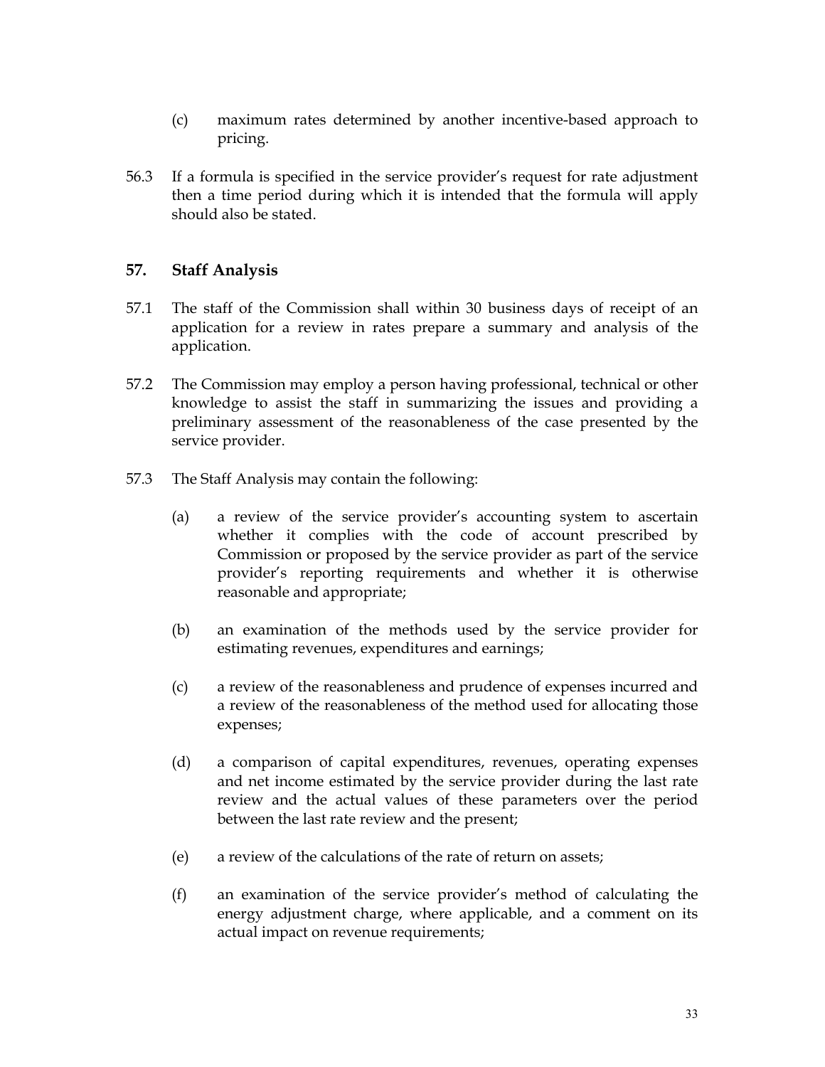(c) maximum rates determined by another incentive-based approach to pricing.

56.3 If a formula is specified in the service provider's request for rate adjustment then a time period during which it is intended that the formula will apply should also be stated.

## 57. Staff Analysis

57.1 The staff of the Commission shall within 30 business days of receipt of an application for a review in rates prepare a summary and analysis of the application.

57.2 The Commission may employ a person having professional, technical or other knowledge to assist the staff in summarizing the issues and providing a preliminary assessment of the reasonableness of the case presented by the service provider.

57.3 The Staff Analysis may contain the following:

(a) a review of the service provider's accounting system to ascertain whether it complies with the code of account prescribed by Commission or proposed by the service provider as part of the service provider's reporting requirements and whether it is otherwise reasonable and appropriate;

(b) an examination of the methods used by the service provider for estimating revenues, expenditures and earnings;

(c) a review of the reasonableness and prudence of expenses incurred and a review of the reasonableness of the method used for allocating those expenses;

(d) a comparison of capital expenditures, revenues, operating expenses and net income estimated by the service provider during the last rate review and the actual values of these parameters over the period between the last rate review and the present;

(e) a review of the calculations of the rate of return on assets;

(f) an examination of the service provider's method of calculating the energy adjustment charge, where applicable, and a comment on its actual impact on revenue requirements;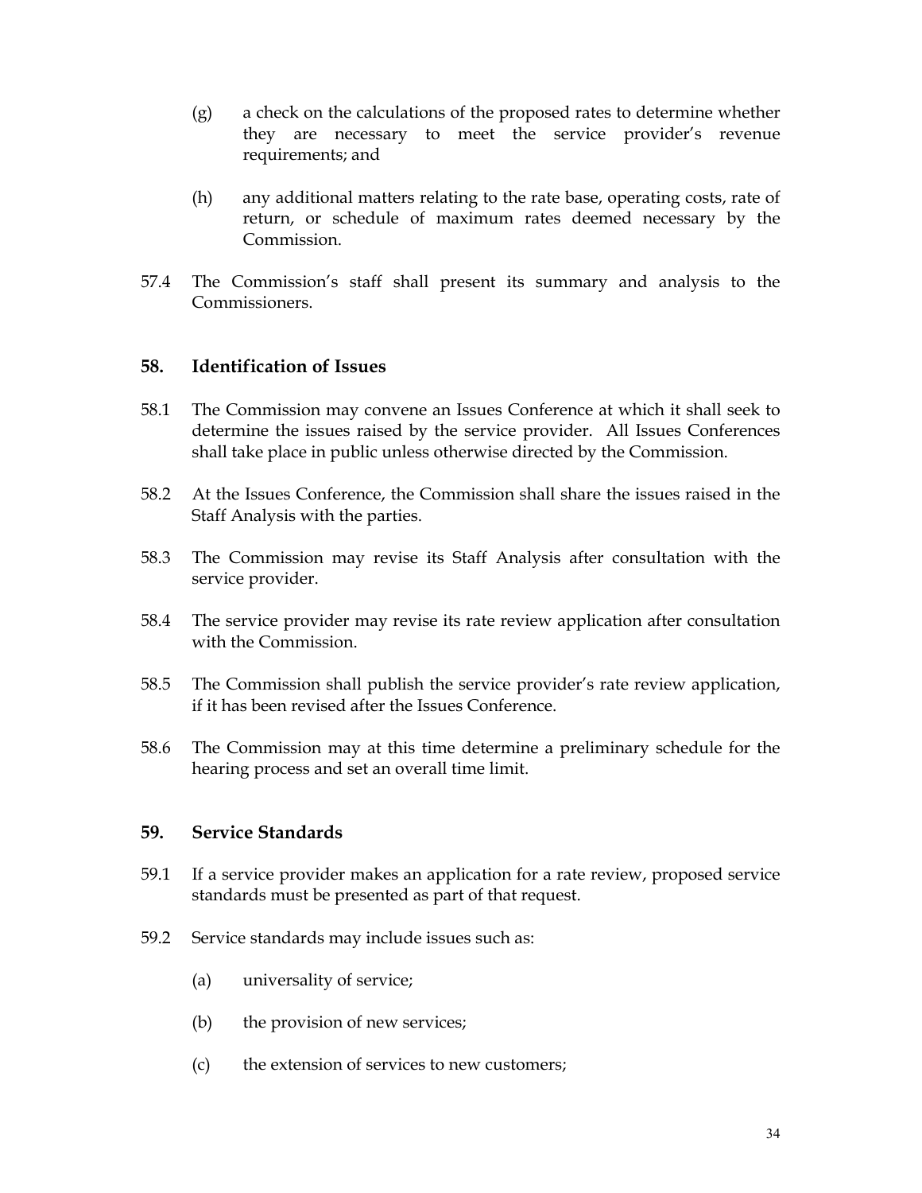(g) a check on the calculations of the proposed rates to determine whether they are necessary to meet the service provider's revenue requirements; and

(h) any additional matters relating to the rate base, operating costs, rate of return, or schedule of maximum rates deemed necessary by the Commission.

57.4 The Commission's staff shall present its summary and analysis to the Commissioners.

## 58. Identification of Issues

58.1 The Commission may convene an Issues Conference at which it shall seek to determine the issues raised by the service provider. All Issues Conferences shall take place in public unless otherwise directed by the Commission.

58.2 At the Issues Conference, the Commission shall share the issues raised in the Staff Analysis with the parties.

58.3 The Commission may revise its Staff Analysis after consultation with the service provider.

58.4 The service provider may revise its rate review application after consultation with the Commission.

58.5 The Commission shall publish the service provider's rate review application, if it has been revised after the Issues Conference.

58.6 The Commission may at this time determine a preliminary schedule for the hearing process and set an overall time limit.

## 59. Service Standards

59.1 If a service provider makes an application for a rate review, proposed service standards must be presented as part of that request.

59.2 Service standards may include issues such as:

(a) universality of service;

(b) the provision of new services;

(c) the extension of services to new customers;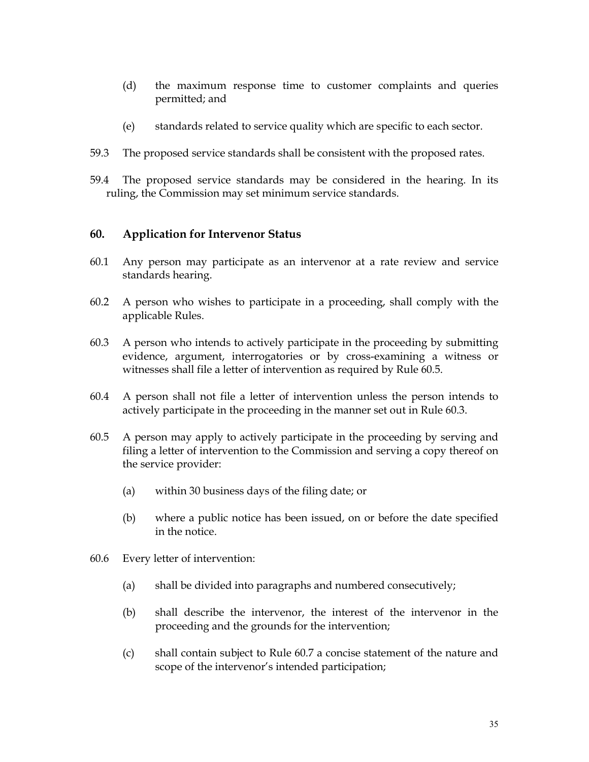(d) the maximum response time to customer complaints and queries permitted; and

(e) standards related to service quality which are specific to each sector.

59.3 The proposed service standards shall be consistent with the proposed rates.

59.4 The proposed service standards may be considered in the hearing. In its ruling, the Commission may set minimum service standards.

## 60. Application for Intervenor Status

60.1 Any person may participate as an intervenor at a rate review and service standards hearing.

60.2 A person who wishes to participate in a proceeding, shall comply with the applicable Rules.

60.3 A person who intends to actively participate in the proceeding by submitting evidence, argument, interrogatories or by cross-examining a witness or witnesses shall file a letter of intervention as required by Rule 60.5.

60.4 A person shall not file a letter of intervention unless the person intends to actively participate in the proceeding in the manner set out in Rule 60.3.

60.5 A person may apply to actively participate in the proceeding by serving and filing a letter of intervention to the Commission and serving a copy thereof on the service provider:

(a) within 30 business days of the filing date; or

(b) where a public notice has been issued, on or before the date specified in the notice.

60.6 Every letter of intervention:

(a) shall be divided into paragraphs and numbered consecutively;

(b) shall describe the intervenor, the interest of the intervenor in the proceeding and the grounds for the intervention;

(c) shall contain subject to Rule 60.7 a concise statement of the nature and scope of the intervenor's intended participation;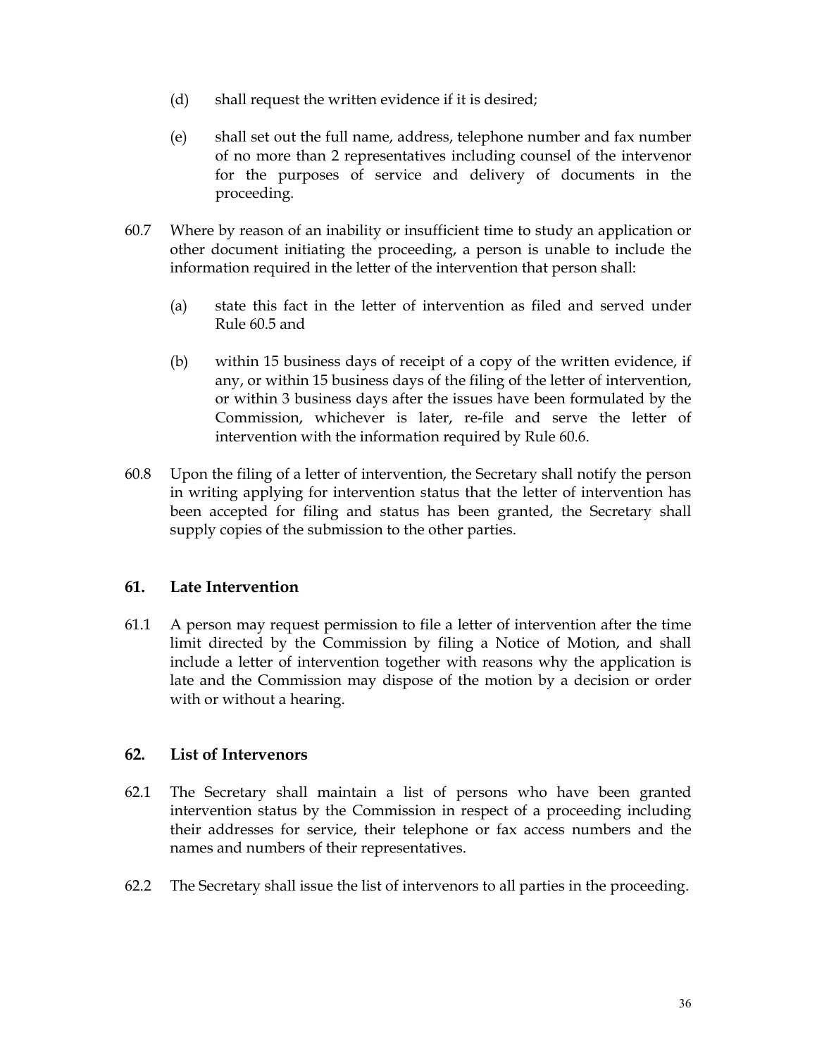(d) shall request the written evidence if it is desired;

(e) shall set out the full name, address, telephone number and fax number of no more than 2 representatives including counsel of the intervenor for the purposes of service and delivery of documents in the proceeding.

60.7 Where by reason of an inability or insufficient time to study an application or other document initiating the proceeding, a person is unable to include the information required in the letter of the intervention that person shall:

(a) state this fact in the letter of intervention as filed and served under Rule 60.5 and

(b) within 15 business days of receipt of a copy of the written evidence, if any, or within 15 business days of the filing of the letter of intervention, or within 3 business days after the issues have been formulated by the Commission, whichever is later, re-file and serve the letter of intervention with the information required by Rule 60.6.

60.8 Upon the filing of a letter of intervention, the Secretary shall notify the person in writing applying for intervention status that the letter of intervention has been accepted for filing and status has been granted, the Secretary shall supply copies of the submission to the other parties.

## 61. Late Intervention

61.1 A person may request permission to file a letter of intervention after the time limit directed by the Commission by filing a Notice of Motion, and shall include a letter of intervention together with reasons why the application is late and the Commission may dispose of the motion by a decision or order with or without a hearing.

## 62. List of Intervenors

62.1 The Secretary shall maintain a list of persons who have been granted intervention status by the Commission in respect of a proceeding including their addresses for service, their telephone or fax access numbers and the names and numbers of their representatives.

62.2 The Secretary shall issue the list of intervenors to all parties in the proceeding.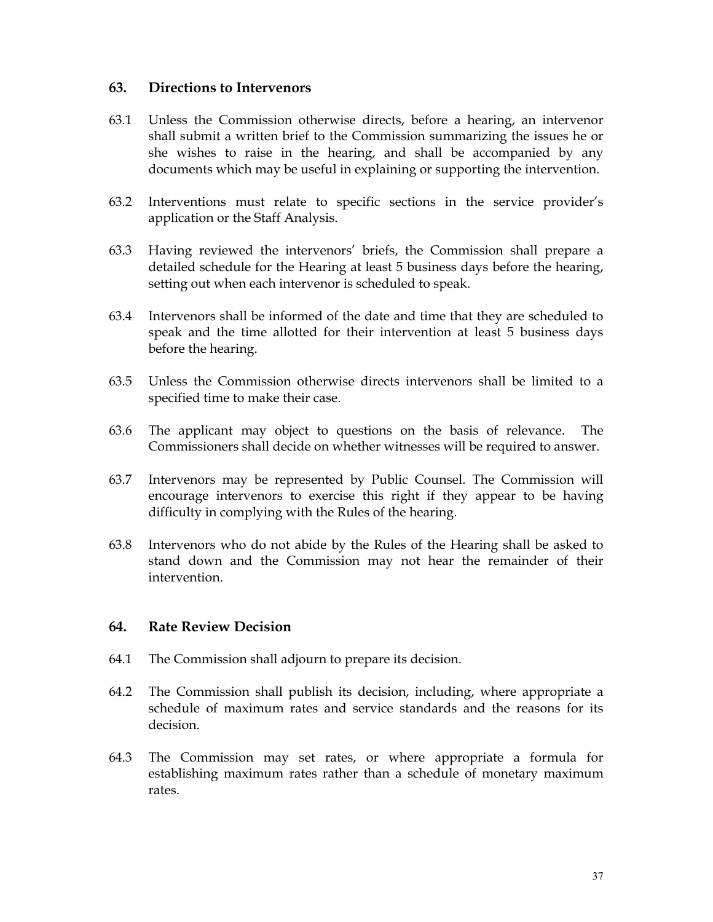## 63. Directions to Intervenors

63.1 Unless the Commission otherwise directs, before a hearing, an intervenor shall submit a written brief to the Commission summarizing the issues he or she wishes to raise in the hearing, and shall be accompanied by any documents which may be useful in explaining or supporting the intervention.

63.2 Interventions must relate to specific sections in the service provider's application or the Staff Analysis.

63.3 Having reviewed the intervenors' briefs, the Commission shall prepare a detailed schedule for the Hearing at least 5 business days before the hearing, setting out when each intervenor is scheduled to speak.

63.4 Intervenors shall be informed of the date and time that they are scheduled to speak and the time allotted for their intervention at least 5 business days before the hearing.

63.5 Unless the Commission otherwise directs intervenors shall be limited to a specified time to make their case.

63.6 The applicant may object to questions on the basis of relevance. The Commissioners shall decide on whether witnesses will be required to answer.

63.7 Intervenors may be represented by Public Counsel. The Commission will encourage intervenors to exercise this right if they appear to be having difficulty in complying with the Rules of the hearing.

63.8 Intervenors who do not abide by the Rules of the Hearing shall be asked to stand down and the Commission may not hear the remainder of their intervention.

## 64. Rate Review Decision

64.1 The Commission shall adjourn to prepare its decision.

64.2 The Commission shall publish its decision, including, where appropriate a schedule of maximum rates and service standards and the reasons for its decision.

64.3 The Commission may set rates, or where appropriate a formula for establishing maximum rates rather than a schedule of monetary maximum rates.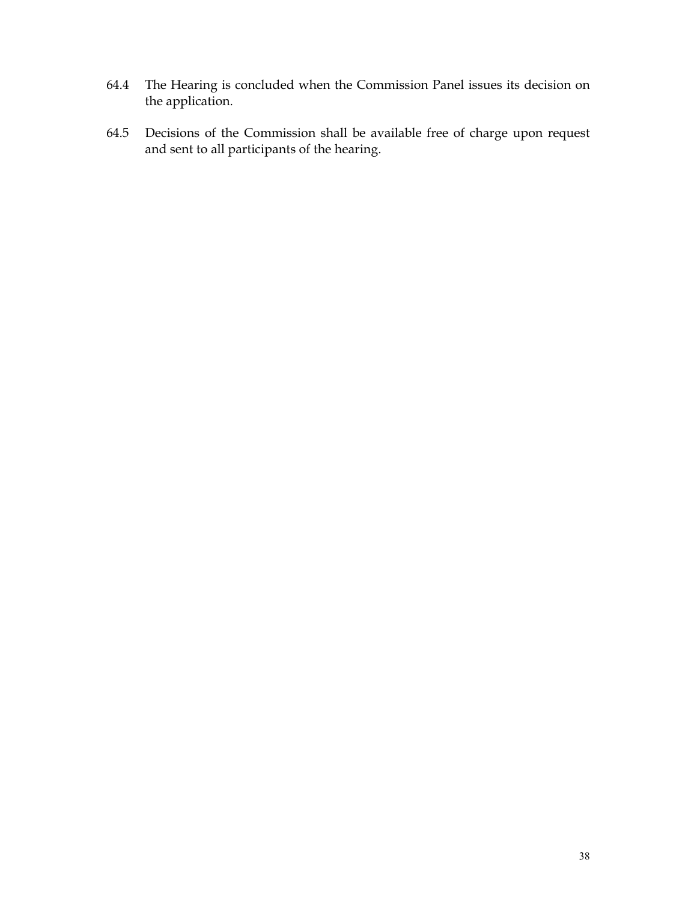64.4 The Hearing is concluded when the Commission Panel issues its decision on the application.

64.5 Decisions of the Commission shall be available free of charge upon request and sent to all participants of the hearing.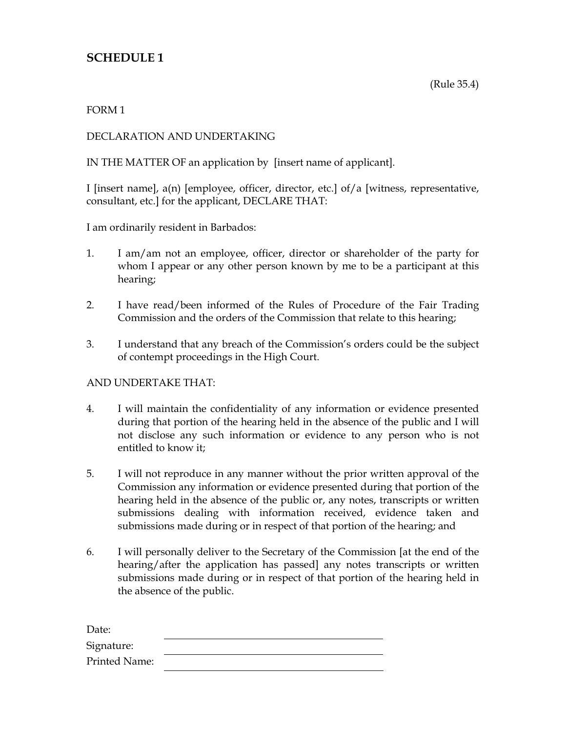## SCHEDULE 1

(Rule 35.4)

FORM 1

DECLARATION AND UNDERTAKING

IN THE MATTER OF an application by [insert name of applicant].

I [insert name], a(n) [employee, officer, director, etc.] of/a [witness, representative, consultant, etc.] for the applicant, DECLARE THAT:

I am ordinarily resident in Barbados:

1. I am/am not an employee, officer, director or shareholder of the party for whom I appear or any other person known by me to be a participant at this hearing;

2. I have read/been informed of the Rules of Procedure of the Fair Trading Commission and the orders of the Commission that relate to this hearing;

3. I understand that any breach of the Commission's orders could be the subject of contempt proceedings in the High Court.

AND UNDERTAKE THAT:

4. I will maintain the confidentiality of any information or evidence presented during that portion of the hearing held in the absence of the public and I will not disclose any such information or evidence to any person who is not entitled to know it;

5. I will not reproduce in any manner without the prior written approval of the Commission any information or evidence presented during that portion of the hearing held in the absence of the public or, any notes, transcripts or written submissions dealing with information received, evidence taken and submissions made during or in respect of that portion of the hearing; and

6. I will personally deliver to the Secretary of the Commission [at the end of the hearing/after the application has passed] any notes transcripts or written submissions made during or in respect of that portion of the hearing held in the absence of the public.

Date: \_\_\_\_\_\_\_\_\_\_\_\_\_\_\_\_\_\_\_\_\_\_\_\_\_\_\_\_\_\_

Signature: \_\_\_\_\_\_\_\_\_\_\_\_\_\_\_\_\_\_\_\_\_\_\_\_\_\_\_\_\_\_

Printed Name: \_\_\_\_\_\_\_\_\_\_\_\_\_\_\_\_\_\_\_\_\_\_\_\_\_\_\_\_\_\_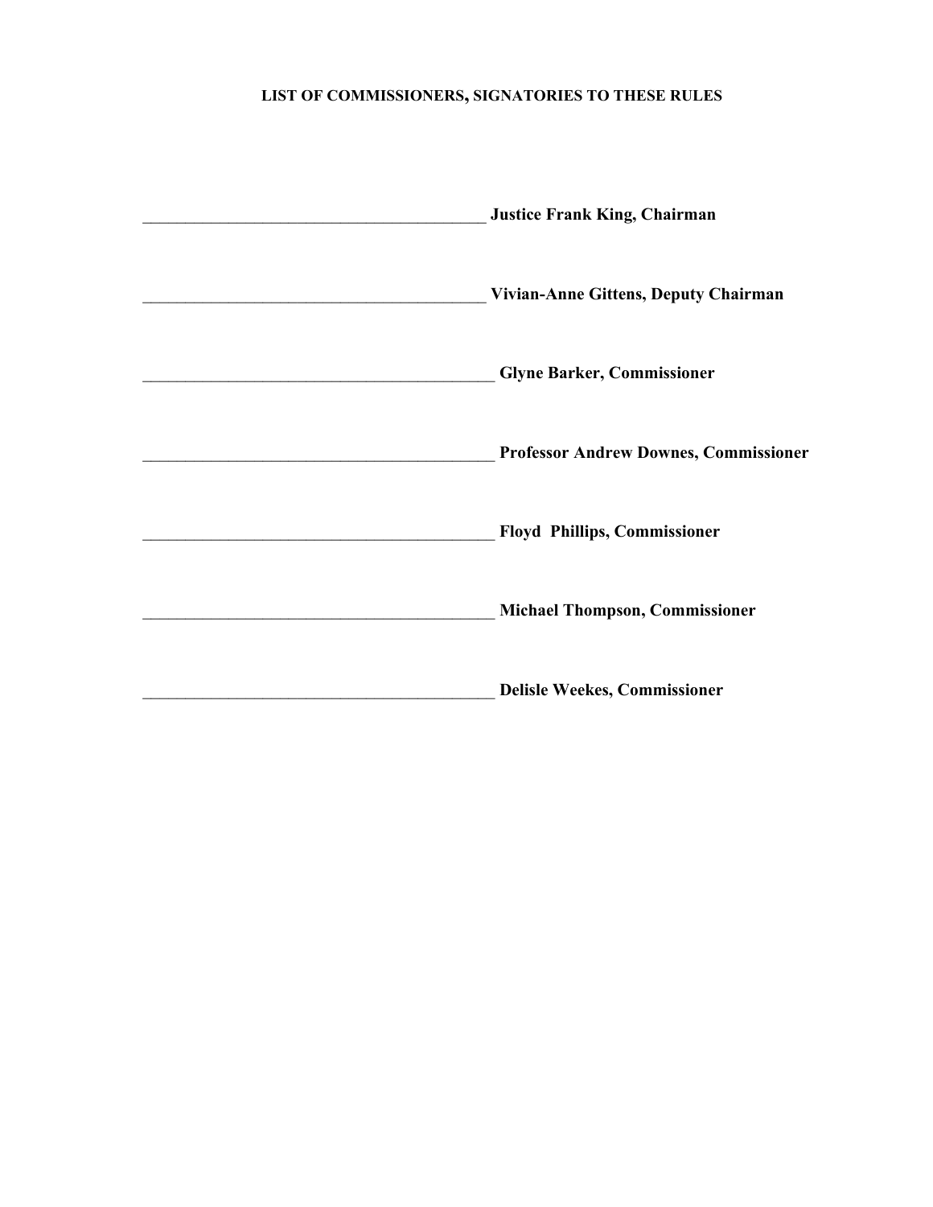**LIST OF COMMISSIONERS, SIGNATORIES TO THESE RULES**

_________________________________________ **Justice Frank King, Chairman**

_________________________________________ **Vivian-Anne Gittens, Deputy Chairman**

__________________________________________ **Glyne Barker, Commissioner**

__________________________________________ **Professor Andrew Downes, Commissioner**

__________________________________________ **Floyd Phillips, Commissioner**

__________________________________________ **Michael Thompson, Commissioner**

__________________________________________ **Delisle Weekes, Commissioner**